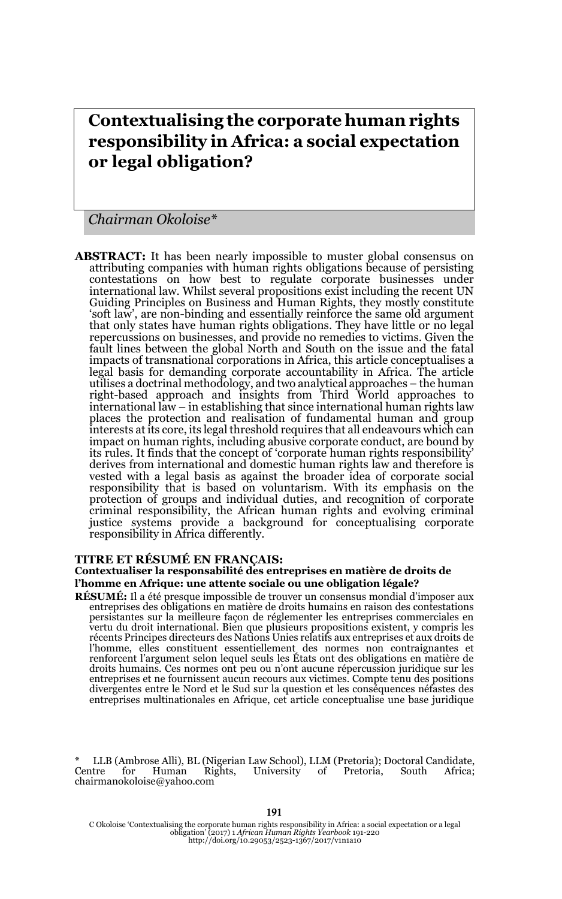# Contextualising the corporate human rights responsibility in Africa: a social expectation or legal obligation?

*Chairman Okoloise\**

**ABSTRACT:** It has been nearly impossible to muster global consensus on attributing companies with human rights obligations because of persisting contestations on how best to regulate corporate businesses under international law. Whilst several propositions exist including the recent UN Guiding Principles on Business and Human Rights, they mostly constitute 'soft law', are non-binding and essentially reinforce the same old argument that only states have human rights obligations. They have little or no legal repercussions on businesses, and provide no remedies to victims. Given the fault lines between the global North and South on the issue and the fatal impacts of transnational corporations in Africa, this article conceptualises a legal basis for demanding corporate accountability in Africa. The article utilises a doctrinal methodology, and two analytical approaches – the human right-based approach and insights from Third World approaches to international law – in establishing that since international human rights law places the protection and realisation of fundamental human and group interests at its core, its legal threshold requires that all endeavours which can impact on human rights, including abusive corporate conduct, are bound by its rules. It finds that the concept of 'corporate human rights responsibility' derives from international and domestic human rights law and therefore is vested with a legal basis as against the broader idea of corporate social responsibility that is based on voluntarism. With its emphasis on the protection of groups and individual duties, and recognition of corporate criminal responsibility, the African human rights and evolving criminal justice systems provide a background for conceptualising corporate responsibility in Africa differently.

**TITRE ET RÉSUMÉ EN FRANÇAIS:**

**Contextualiser la responsabilité des entreprises en matière de droits de l'homme en Afrique: une attente sociale ou une obligation légale?**

**RÉSUMÉ:** Il a été presque impossible de trouver un consensus mondial d'imposer aux entreprises des obligations en matière de droits humains en raison des contestations persistantes sur la meilleure façon de réglementer les entreprises commerciales en vertu du droit international. Bien que plusieurs propositions existent, y compris les récents Principes directeurs des Nations Unies relatifs aux entreprises et aux droits de l'homme, elles constituent essentiellement des normes non contraignantes et renforcent l'argument selon lequel seuls les États ont des obligations en matière de droits humains. Ces normes ont peu ou n'ont aucune répercussion juridique sur les entreprises et ne fournissent aucun recours aux victimes. Compte tenu des positions divergentes entre le Nord et le Sud sur la question et les conséquences néfastes des entreprises multinationales en Afrique, cet article conceptualise une base juridique

\* LLB (Ambrose Alli), BL (Nigerian Law School), LLM (Pretoria); Doctoral Candidate, Centre for Human Rights, University of Pretoria, South Africa; chairmanokoloise@yahoo.com

C Okoloise 'Contextualising the corporate human rights responsibility in Africa: a social expectation or a legal obligation' (2017) 1 *African Human Rights Yearbook* 191-220
http://doi.org/10.29053/2523-1367/2017/v1n1a10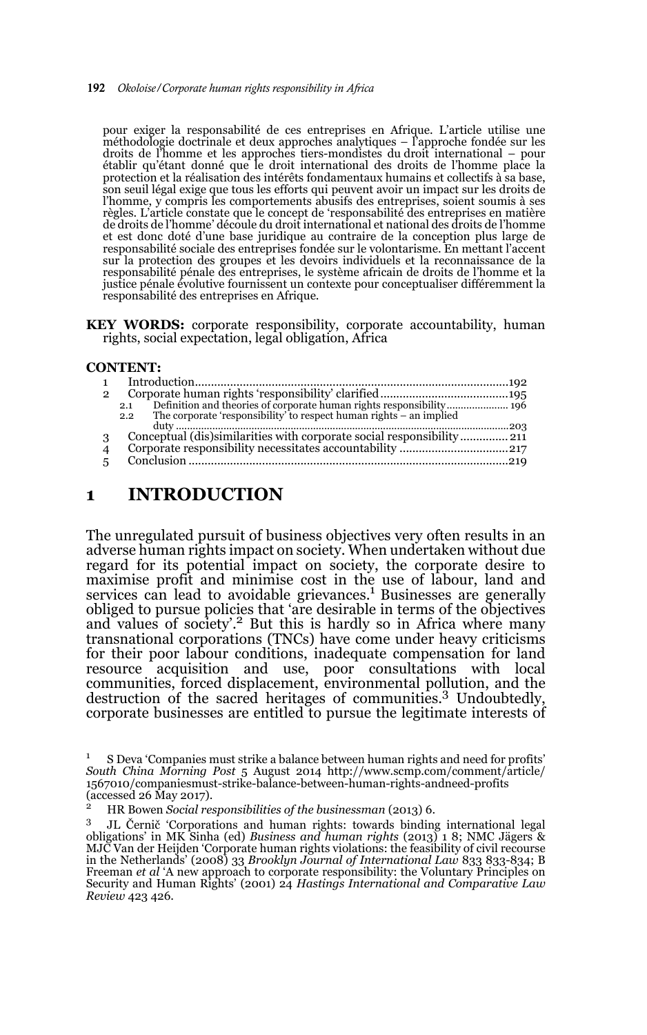pour exiger la responsabilité de ces entreprises en Afrique. L'article utilise une méthodologie doctrinale et deux approches analytiques – l'approche fondée sur les droits de l'homme et les approches tiers-mondistes du droit international – pour établir qu'étant donné que le droit international des droits de l'homme place la protection et la réalisation des intérêts fondamentaux humains et collectifs à sa base, son seuil légal exige que tous les efforts qui peuvent avoir un impact sur les droits de l'homme, y compris les comportements abusifs des entreprises, soient soumis à ses règles. L'article constate que le concept de 'responsabilité des entreprises en matière de droits de l'homme' découle du droit international et national des droits de l'homme et est donc doté d'une base juridique au contraire de la conception plus large de responsabilité sociale des entreprises fondée sur le volontarisme. En mettant l'accent sur la protection des groupes et les devoirs individuels et la reconnaissance de la responsabilité pénale des entreprises, le système africain de droits de l'homme et la justice pénale évolutive fournissent un contexte pour conceptualiser différemment la responsabilité des entreprises en Afrique.

**KEY WORDS:** corporate responsibility, corporate accountability, human rights, social expectation, legal obligation, Africa

**CONTENT:**

1 Introduction .......... 192
2 Corporate human rights 'responsibility' clarified .......... 195
 2.1 Definition and theories of corporate human rights responsibility .......... 196
 2.2 The corporate 'responsibility' to respect human rights – an implied duty .......... 203
3 Conceptual (dis)similarities with corporate social responsibility .......... 211
4 Corporate responsibility necessitates accountability .......... 217
5 Conclusion .......... 219

# 1 INTRODUCTION

The unregulated pursuit of business objectives very often results in an adverse human rights impact on society. When undertaken without due regard for its potential impact on society, the corporate desire to maximise profit and minimise cost in the use of labour, land and services can lead to avoidable grievances.[1] Businesses are generally obliged to pursue policies that 'are desirable in terms of the objectives and values of society'.[2] But this is hardly so in Africa where many transnational corporations (TNCs) have come under heavy criticisms for their poor labour conditions, inadequate compensation for land resource acquisition and use, poor consultations with local communities, forced displacement, environmental pollution, and the destruction of the sacred heritages of communities.[3] Undoubtedly, corporate businesses are entitled to pursue the legitimate interests of

---

[1] S Deva 'Companies must strike a balance between human rights and need for profits' *South China Morning Post* 5 August 2014 http://www.scmp.com/comment/article/1567010/companiesmust-strike-balance-between-human-rights-andneed-profits (accessed 26 May 2017).

[2] HR Bowen *Social responsibilities of the businessman* (2013) 6.

[3] JL Černič 'Corporations and human rights: towards binding international legal obligations' in MK Sinha (ed) *Business and human rights* (2013) 1 8; NMC Jägers & MJC Van der Heijden 'Corporate human rights violations: the feasibility of civil recourse in the Netherlands' (2008) 33 *Brooklyn Journal of International Law* 833 833-834; B Freeman *et al* 'A new approach to corporate responsibility: the Voluntary Principles on Security and Human Rights' (2001) 24 *Hastings International and Comparative Law Review* 423 426.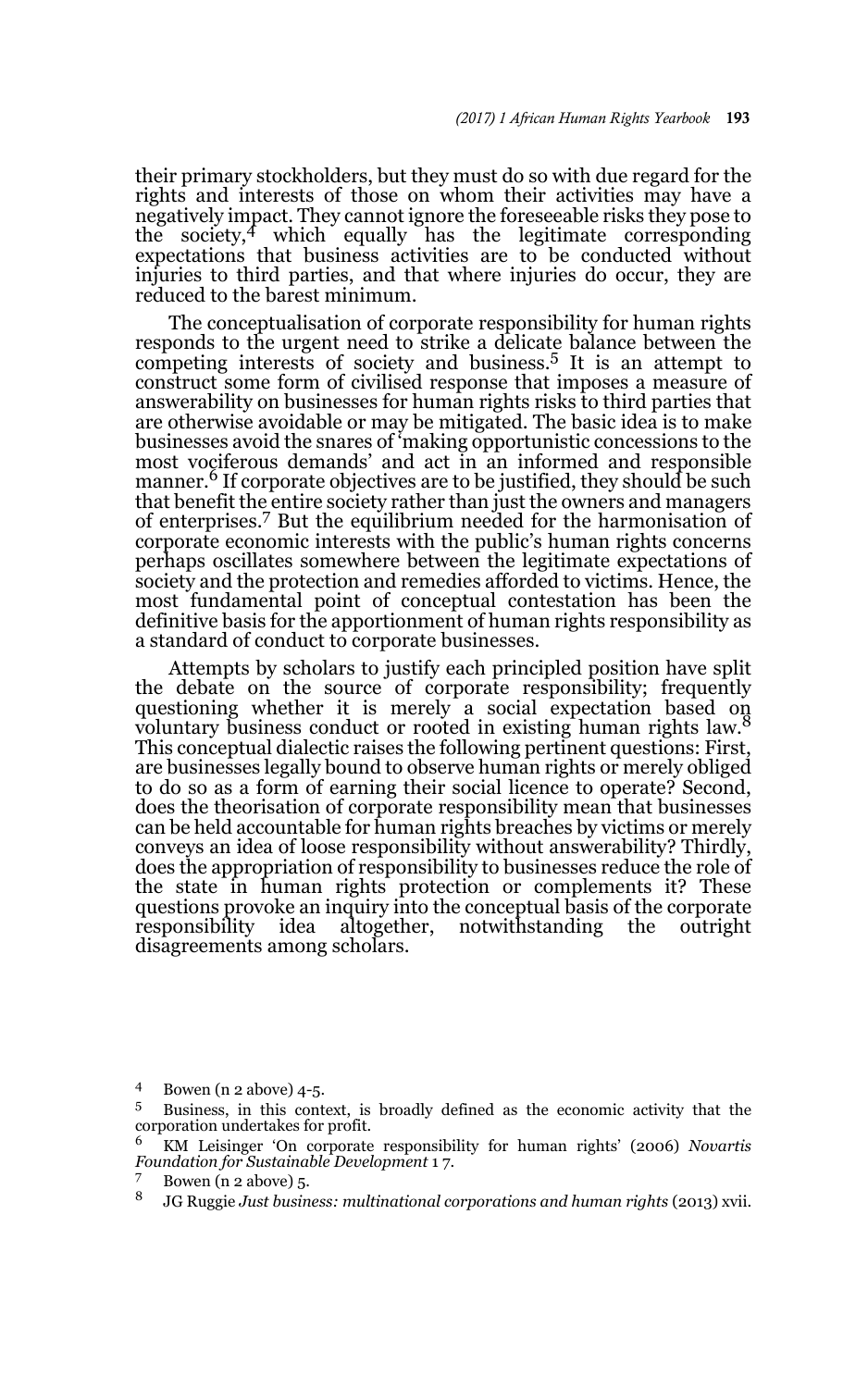their primary stockholders, but they must do so with due regard for the rights and interests of those on whom their activities may have a negatively impact. They cannot ignore the foreseeable risks they pose to the society,[4] which equally has the legitimate corresponding expectations that business activities are to be conducted without injuries to third parties, and that where injuries do occur, they are reduced to the barest minimum.

The conceptualisation of corporate responsibility for human rights responds to the urgent need to strike a delicate balance between the competing interests of society and business.[5] It is an attempt to construct some form of civilised response that imposes a measure of answerability on businesses for human rights risks to third parties that are otherwise avoidable or may be mitigated. The basic idea is to make businesses avoid the snares of 'making opportunistic concessions to the most vociferous demands' and act in an informed and responsible manner.[6] If corporate objectives are to be justified, they should be such that benefit the entire society rather than just the owners and managers of enterprises.[7] But the equilibrium needed for the harmonisation of corporate economic interests with the public's human rights concerns perhaps oscillates somewhere between the legitimate expectations of society and the protection and remedies afforded to victims. Hence, the most fundamental point of conceptual contestation has been the definitive basis for the apportionment of human rights responsibility as a standard of conduct to corporate businesses.

Attempts by scholars to justify each principled position have split the debate on the source of corporate responsibility; frequently questioning whether it is merely a social expectation based on voluntary business conduct or rooted in existing human rights law.[8] This conceptual dialectic raises the following pertinent questions: First, are businesses legally bound to observe human rights or merely obliged to do so as a form of earning their social licence to operate? Second, does the theorisation of corporate responsibility mean that businesses can be held accountable for human rights breaches by victims or merely conveys an idea of loose responsibility without answerability? Thirdly, does the appropriation of responsibility to businesses reduce the role of the state in human rights protection or complements it? These questions provoke an inquiry into the conceptual basis of the corporate responsibility idea altogether, notwithstanding the outright disagreements among scholars.

---

4 Bowen (n 2 above) 4-5.

5 Business, in this context, is broadly defined as the economic activity that the corporation undertakes for profit.

6 KM Leisinger 'On corporate responsibility for human rights' (2006) *Novartis Foundation for Sustainable Development* 1 7.

7 Bowen (n 2 above) 5.

8 JG Ruggie *Just business: multinational corporations and human rights* (2013) xvii.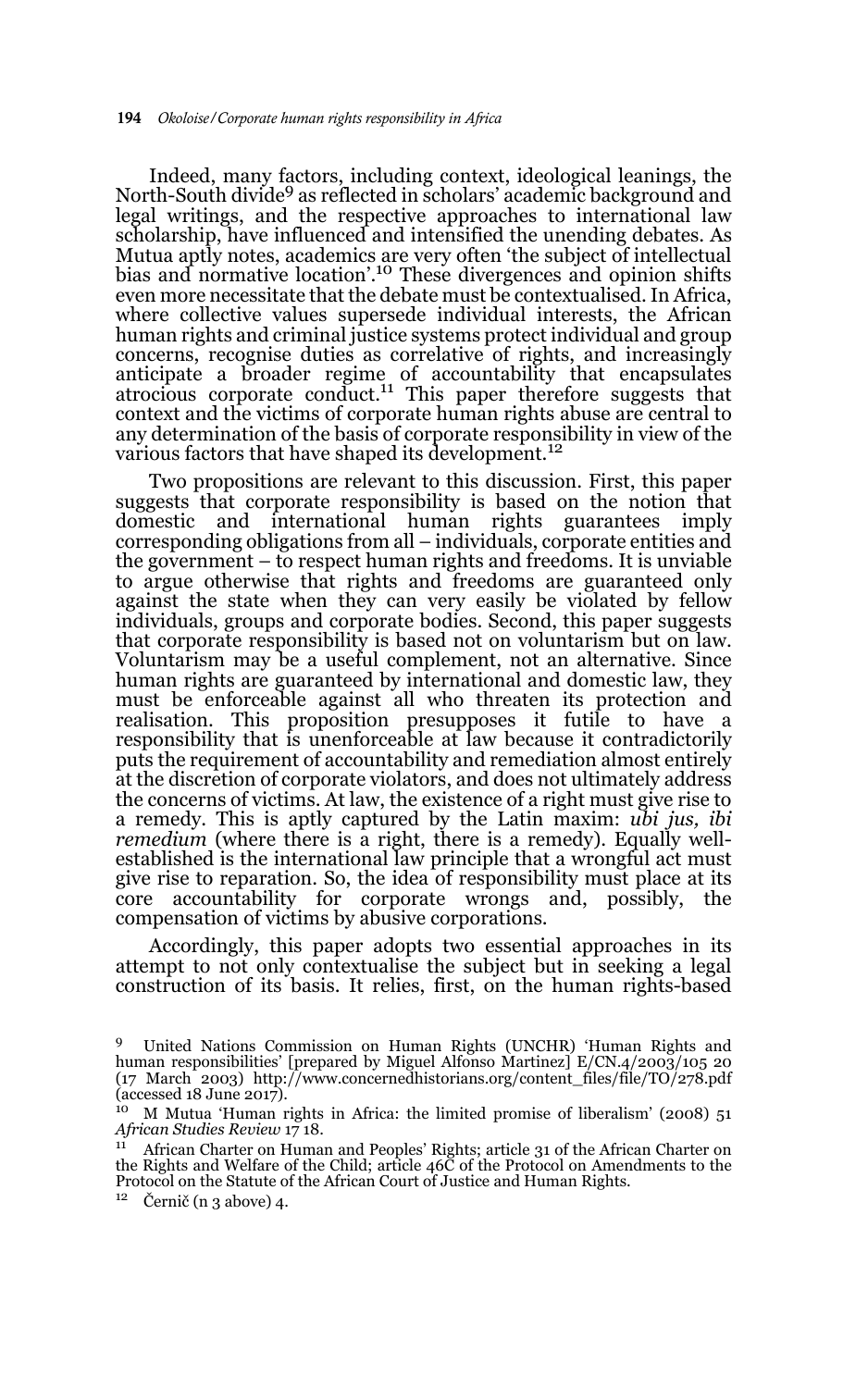Indeed, many factors, including context, ideological leanings, the North-South divide[9] as reflected in scholars' academic background and legal writings, and the respective approaches to international law scholarship, have influenced and intensified the unending debates. As Mutua aptly notes, academics are very often 'the subject of intellectual bias and normative location'.[10] These divergences and opinion shifts even more necessitate that the debate must be contextualised. In Africa, where collective values supersede individual interests, the African human rights and criminal justice systems protect individual and group concerns, recognise duties as correlative of rights, and increasingly anticipate a broader regime of accountability that encapsulates atrocious corporate conduct.[11] This paper therefore suggests that context and the victims of corporate human rights abuse are central to any determination of the basis of corporate responsibility in view of the various factors that have shaped its development.[12]

Two propositions are relevant to this discussion. First, this paper suggests that corporate responsibility is based on the notion that domestic and international human rights guarantees imply corresponding obligations from all – individuals, corporate entities and the government – to respect human rights and freedoms. It is unviable to argue otherwise that rights and freedoms are guaranteed only against the state when they can very easily be violated by fellow individuals, groups and corporate bodies. Second, this paper suggests that corporate responsibility is based not on voluntarism but on law. Voluntarism may be a useful complement, not an alternative. Since human rights are guaranteed by international and domestic law, they must be enforceable against all who threaten its protection and realisation. This proposition presupposes it futile to have a responsibility that is unenforceable at law because it contradictorily puts the requirement of accountability and remediation almost entirely at the discretion of corporate violators, and does not ultimately address the concerns of victims. At law, the existence of a right must give rise to a remedy. This is aptly captured by the Latin maxim: *ubi jus, ibi remedium* (where there is a right, there is a remedy). Equally well-established is the international law principle that a wrongful act must give rise to reparation. So, the idea of responsibility must place at its core accountability for corporate wrongs and, possibly, the compensation of victims by abusive corporations.

Accordingly, this paper adopts two essential approaches in its attempt to not only contextualise the subject but in seeking a legal construction of its basis. It relies, first, on the human rights-based

---

[9] United Nations Commission on Human Rights (UNCHR) 'Human Rights and human responsibilities' [prepared by Miguel Alfonso Martinez] E/CN.4/2003/105 20 (17 March 2003) http://www.concernedhistorians.org/content_files/file/TO/278.pdf (accessed 18 June 2017).

[10] M Mutua 'Human rights in Africa: the limited promise of liberalism' (2008) 51 *African Studies Review* 17 18.

[11] African Charter on Human and Peoples' Rights; article 31 of the African Charter on the Rights and Welfare of the Child; article 46C of the Protocol on Amendments to the Protocol on the Statute of the African Court of Justice and Human Rights.

[12] Černič (n 3 above) 4.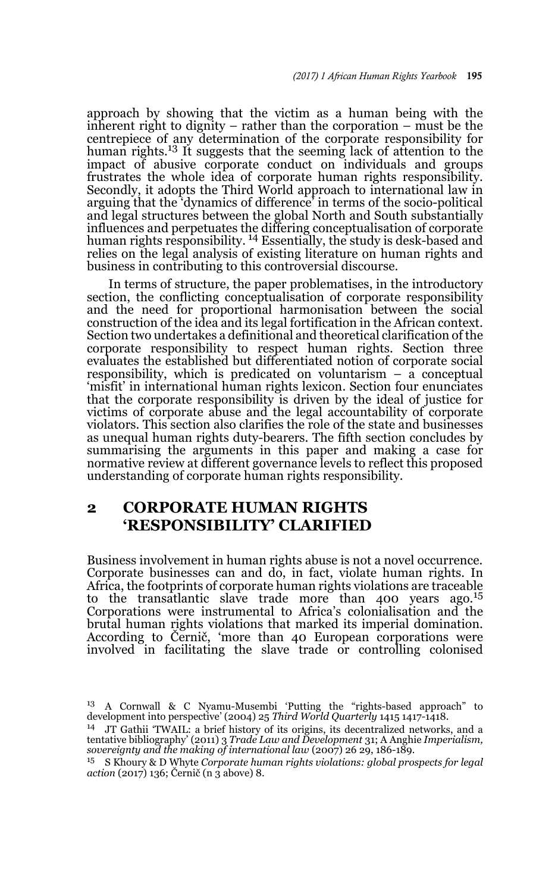approach by showing that the victim as a human being with the inherent right to dignity – rather than the corporation – must be the centrepiece of any determination of the corporate responsibility for human rights.[13] It suggests that the seeming lack of attention to the impact of abusive corporate conduct on individuals and groups frustrates the whole idea of corporate human rights responsibility. Secondly, it adopts the Third World approach to international law in arguing that the 'dynamics of difference' in terms of the socio-political and legal structures between the global North and South substantially influences and perpetuates the differing conceptualisation of corporate human rights responsibility.[14] Essentially, the study is desk-based and relies on the legal analysis of existing literature on human rights and business in contributing to this controversial discourse.

In terms of structure, the paper problematises, in the introductory section, the conflicting conceptualisation of corporate responsibility and the need for proportional harmonisation between the social construction of the idea and its legal fortification in the African context. Section two undertakes a definitional and theoretical clarification of the corporate responsibility to respect human rights. Section three evaluates the established but differentiated notion of corporate social responsibility, which is predicated on voluntarism – a conceptual 'misfit' in international human rights lexicon. Section four enunciates that the corporate responsibility is driven by the ideal of justice for victims of corporate abuse and the legal accountability of corporate violators. This section also clarifies the role of the state and businesses as unequal human rights duty-bearers. The fifth section concludes by summarising the arguments in this paper and making a case for normative review at different governance levels to reflect this proposed understanding of corporate human rights responsibility.

## 2 CORPORATE HUMAN RIGHTS 'RESPONSIBILITY' CLARIFIED

Business involvement in human rights abuse is not a novel occurrence. Corporate businesses can and do, in fact, violate human rights. In Africa, the footprints of corporate human rights violations are traceable to the transatlantic slave trade more than 400 years ago.[15] Corporations were instrumental to Africa's colonialisation and the brutal human rights violations that marked its imperial domination. According to Černič, 'more than 40 European corporations were involved in facilitating the slave trade or controlling colonised

---

[13] A Cornwall & C Nyamu-Musembi 'Putting the "rights-based approach" to development into perspective' (2004) 25 *Third World Quarterly* 1415 1417-1418.

[14] JT Gathii 'TWAIL: a brief history of its origins, its decentralized networks, and a tentative bibliography' (2011) 3 *Trade Law and Development* 31; A Anghie *Imperialism, sovereignty and the making of international law* (2007) 26 29, 186-189.

[15] S Khoury & D Whyte *Corporate human rights violations: global prospects for legal action* (2017) 136; Černič (n 3 above) 8.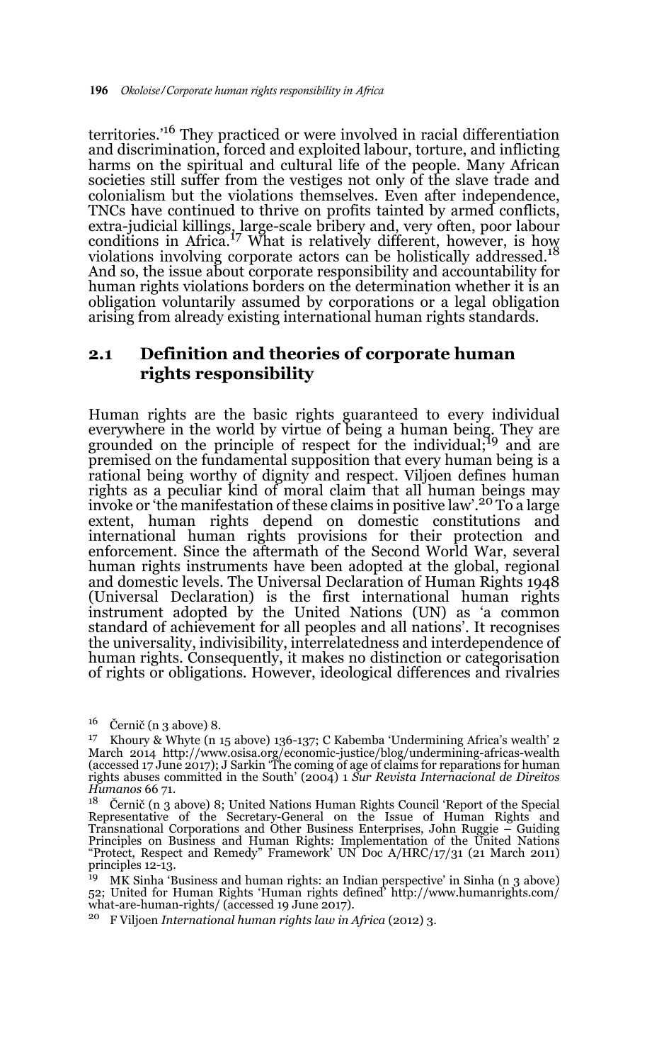territories.'[16] They practiced or were involved in racial differentiation and discrimination, forced and exploited labour, torture, and inflicting harms on the spiritual and cultural life of the people. Many African societies still suffer from the vestiges not only of the slave trade and colonialism but the violations themselves. Even after independence, TNCs have continued to thrive on profits tainted by armed conflicts, extra-judicial killings, large-scale bribery and, very often, poor labour conditions in Africa.[17] What is relatively different, however, is how violations involving corporate actors can be holistically addressed.[18] And so, the issue about corporate responsibility and accountability for human rights violations borders on the determination whether it is an obligation voluntarily assumed by corporations or a legal obligation arising from already existing international human rights standards.

## 2.1 Definition and theories of corporate human rights responsibility

Human rights are the basic rights guaranteed to every individual everywhere in the world by virtue of being a human being. They are grounded on the principle of respect for the individual;[19] and are premised on the fundamental supposition that every human being is a rational being worthy of dignity and respect. Viljoen defines human rights as a peculiar kind of moral claim that all human beings may invoke or 'the manifestation of these claims in positive law'.[20] To a large extent, human rights depend on domestic constitutions and international human rights provisions for their protection and enforcement. Since the aftermath of the Second World War, several human rights instruments have been adopted at the global, regional and domestic levels. The Universal Declaration of Human Rights 1948 (Universal Declaration) is the first international human rights instrument adopted by the United Nations (UN) as 'a common standard of achievement for all peoples and all nations'. It recognises the universality, indivisibility, interrelatedness and interdependence of human rights. Consequently, it makes no distinction or categorisation of rights or obligations. However, ideological differences and rivalries

---

16 Černič (n 3 above) 8.

17 Khoury & Whyte (n 15 above) 136-137; C Kabemba 'Undermining Africa's wealth' 2 March 2014 http://www.osisa.org/economic-justice/blog/undermining-africas-wealth (accessed 17 June 2017); J Sarkin 'The coming of age of claims for reparations for human rights abuses committed in the South' (2004) 1 *Sur Revista Internacional de Direitos Humanos* 66 71.

18 Černič (n 3 above) 8; United Nations Human Rights Council 'Report of the Special Representative of the Secretary-General on the Issue of Human Rights and Transnational Corporations and Other Business Enterprises, John Ruggie – Guiding Principles on Business and Human Rights: Implementation of the United Nations "Protect, Respect and Remedy" Framework' UN Doc A/HRC/17/31 (21 March 2011) principles 12-13.

19 MK Sinha 'Business and human rights: an Indian perspective' in Sinha (n 3 above) 52; United for Human Rights 'Human rights defined' http://www.humanrights.com/what-are-human-rights/ (accessed 19 June 2017).

20 F Viljoen *International human rights law in Africa* (2012) 3.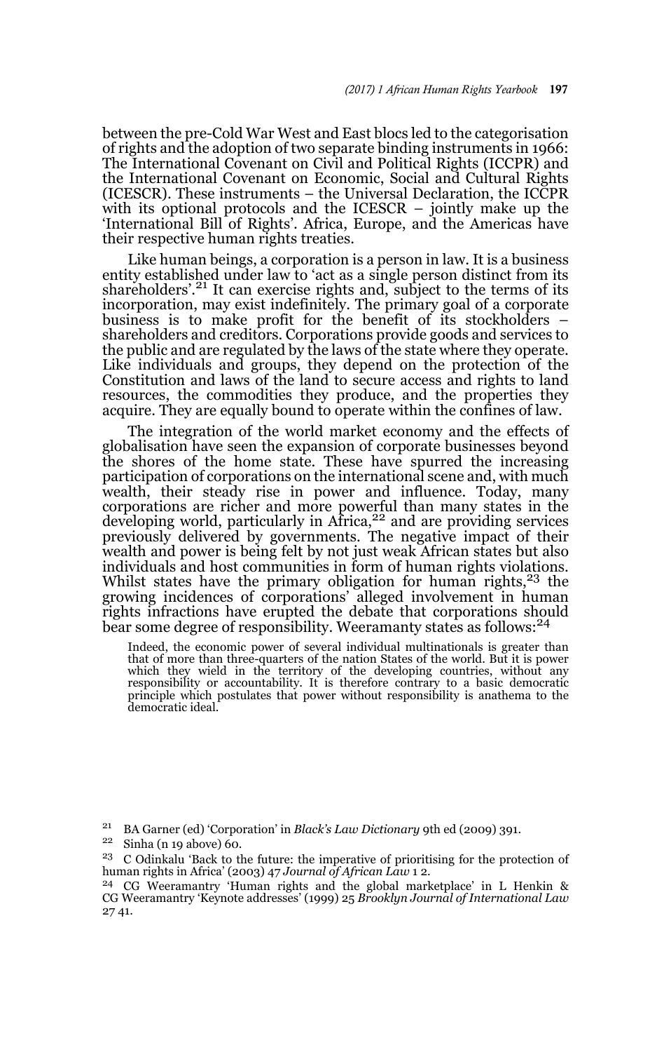between the pre-Cold War West and East blocs led to the categorisation of rights and the adoption of two separate binding instruments in 1966: The International Covenant on Civil and Political Rights (ICCPR) and the International Covenant on Economic, Social and Cultural Rights (ICESCR). These instruments – the Universal Declaration, the ICCPR with its optional protocols and the ICESCR – jointly make up the 'International Bill of Rights'. Africa, Europe, and the Americas have their respective human rights treaties.

Like human beings, a corporation is a person in law. It is a business entity established under law to 'act as a single person distinct from its shareholders'.[21] It can exercise rights and, subject to the terms of its incorporation, may exist indefinitely. The primary goal of a corporate business is to make profit for the benefit of its stockholders – shareholders and creditors. Corporations provide goods and services to the public and are regulated by the laws of the state where they operate. Like individuals and groups, they depend on the protection of the Constitution and laws of the land to secure access and rights to land resources, the commodities they produce, and the properties they acquire. They are equally bound to operate within the confines of law.

The integration of the world market economy and the effects of globalisation have seen the expansion of corporate businesses beyond the shores of the home state. These have spurred the increasing participation of corporations on the international scene and, with much wealth, their steady rise in power and influence. Today, many corporations are richer and more powerful than many states in the developing world, particularly in Africa,[22] and are providing services previously delivered by governments. The negative impact of their wealth and power is being felt by not just weak African states but also individuals and host communities in form of human rights violations. Whilst states have the primary obligation for human rights,[23] the growing incidences of corporations' alleged involvement in human rights infractions have erupted the debate that corporations should bear some degree of responsibility. Weeramanty states as follows:[24]

> Indeed, the economic power of several individual multinationals is greater than that of more than three-quarters of the nation States of the world. But it is power which they wield in the territory of the developing countries, without any responsibility or accountability. It is therefore contrary to a basic democratic principle which postulates that power without responsibility is anathema to the democratic ideal.

---

[21] BA Garner (ed) 'Corporation' in *Black's Law Dictionary* 9th ed (2009) 391.

[22] Sinha (n 19 above) 60.

[23] C Odinkalu 'Back to the future: the imperative of prioritising for the protection of human rights in Africa' (2003) 47 *Journal of African Law* 1 2.

[24] CG Weeramantry 'Human rights and the global marketplace' in L Henkin & CG Weeramantry 'Keynote addresses' (1999) 25 *Brooklyn Journal of International Law* 27 41.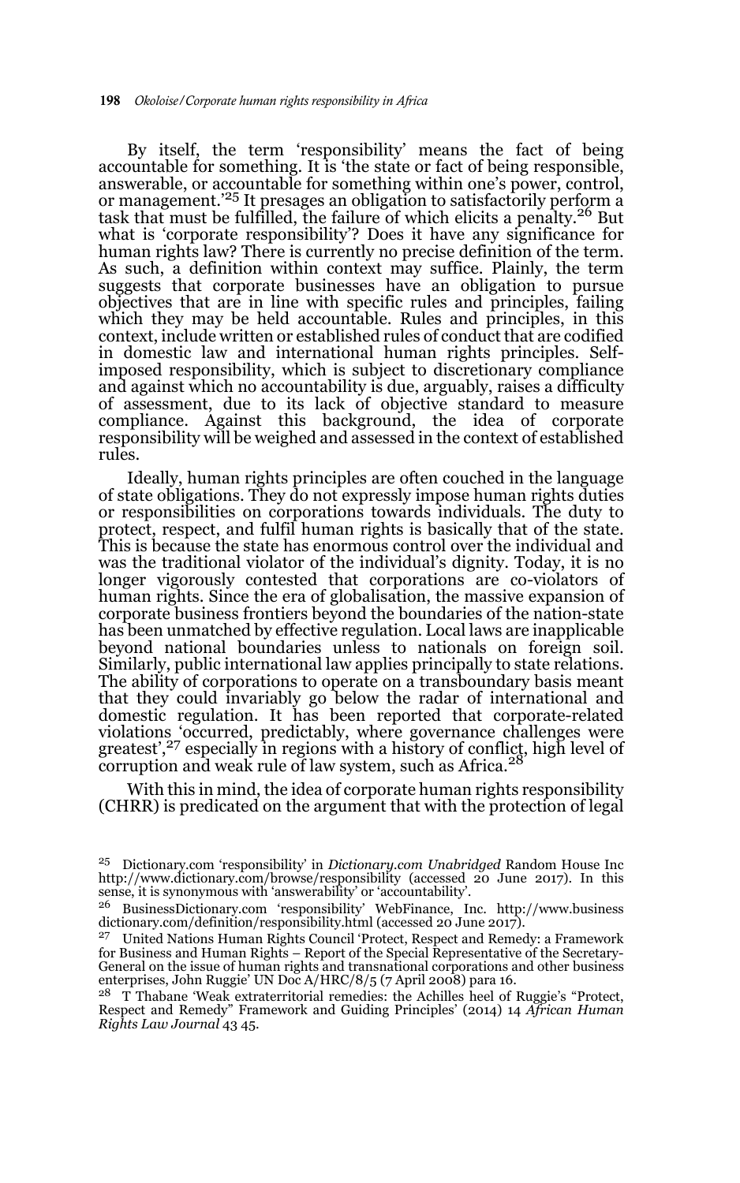By itself, the term 'responsibility' means the fact of being accountable for something. It is 'the state or fact of being responsible, answerable, or accountable for something within one's power, control, or management.'[25] It presages an obligation to satisfactorily perform a task that must be fulfilled, the failure of which elicits a penalty.[26] But what is 'corporate responsibility'? Does it have any significance for human rights law? There is currently no precise definition of the term. As such, a definition within context may suffice. Plainly, the term suggests that corporate businesses have an obligation to pursue objectives that are in line with specific rules and principles, failing which they may be held accountable. Rules and principles, in this context, include written or established rules of conduct that are codified in domestic law and international human rights principles. Self-imposed responsibility, which is subject to discretionary compliance and against which no accountability is due, arguably, raises a difficulty of assessment, due to its lack of objective standard to measure compliance. Against this background, the idea of corporate responsibility will be weighed and assessed in the context of established rules.

Ideally, human rights principles are often couched in the language of state obligations. They do not expressly impose human rights duties or responsibilities on corporations towards individuals. The duty to protect, respect, and fulfil human rights is basically that of the state. This is because the state has enormous control over the individual and was the traditional violator of the individual's dignity. Today, it is no longer vigorously contested that corporations are co-violators of human rights. Since the era of globalisation, the massive expansion of corporate business frontiers beyond the boundaries of the nation-state has been unmatched by effective regulation. Local laws are inapplicable beyond national boundaries unless to nationals on foreign soil. Similarly, public international law applies principally to state relations. The ability of corporations to operate on a transboundary basis meant that they could invariably go below the radar of international and domestic regulation. It has been reported that corporate-related violations 'occurred, predictably, where governance challenges were greatest',[27] especially in regions with a history of conflict, high level of corruption and weak rule of law system, such as Africa.[28]

With this in mind, the idea of corporate human rights responsibility (CHRR) is predicated on the argument that with the protection of legal

---

[25] Dictionary.com 'responsibility' in *Dictionary.com Unabridged* Random House Inc http://www.dictionary.com/browse/responsibility (accessed 20 June 2017). In this sense, it is synonymous with 'answerability' or 'accountability'.

[26] BusinessDictionary.com 'responsibility' WebFinance, Inc. http://www.businessdictionary.com/definition/responsibility.html (accessed 20 June 2017).

[27] United Nations Human Rights Council 'Protect, Respect and Remedy: a Framework for Business and Human Rights – Report of the Special Representative of the Secretary-General on the issue of human rights and transnational corporations and other business enterprises, John Ruggie' UN Doc A/HRC/8/5 (7 April 2008) para 16.

[28] T Thabane 'Weak extraterritorial remedies: the Achilles heel of Ruggie's "Protect, Respect and Remedy" Framework and Guiding Principles' (2014) 14 *African Human Rights Law Journal* 43 45.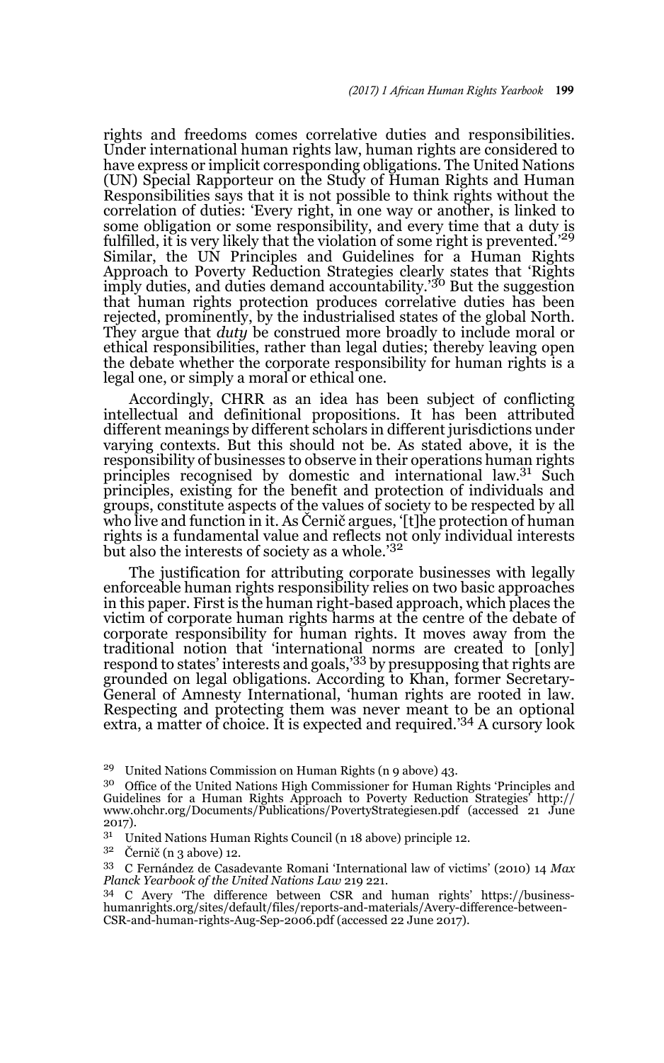rights and freedoms comes correlative duties and responsibilities. Under international human rights law, human rights are considered to have express or implicit corresponding obligations. The United Nations (UN) Special Rapporteur on the Study of Human Rights and Human Responsibilities says that it is not possible to think rights without the correlation of duties: 'Every right, in one way or another, is linked to some obligation or some responsibility, and every time that a duty is fulfilled, it is very likely that the violation of some right is prevented.'[29] Similar, the UN Principles and Guidelines for a Human Rights Approach to Poverty Reduction Strategies clearly states that 'Rights imply duties, and duties demand accountability.'[30] But the suggestion that human rights protection produces correlative duties has been rejected, prominently, by the industrialised states of the global North. They argue that *duty* be construed more broadly to include moral or ethical responsibilities, rather than legal duties; thereby leaving open the debate whether the corporate responsibility for human rights is a legal one, or simply a moral or ethical one.

Accordingly, CHRR as an idea has been subject of conflicting intellectual and definitional propositions. It has been attributed different meanings by different scholars in different jurisdictions under varying contexts. But this should not be. As stated above, it is the responsibility of businesses to observe in their operations human rights principles recognised by domestic and international law.[31] Such principles, existing for the benefit and protection of individuals and groups, constitute aspects of the values of society to be respected by all who live and function in it. As Černič argues, '[t]he protection of human rights is a fundamental value and reflects not only individual interests but also the interests of society as a whole.'[32]

The justification for attributing corporate businesses with legally enforceable human rights responsibility relies on two basic approaches in this paper. First is the human right-based approach, which places the victim of corporate human rights harms at the centre of the debate of corporate responsibility for human rights. It moves away from the traditional notion that 'international norms are created to [only] respond to states' interests and goals,'[33] by presupposing that rights are grounded on legal obligations. According to Khan, former Secretary-General of Amnesty International, 'human rights are rooted in law. Respecting and protecting them was never meant to be an optional extra, a matter of choice. It is expected and required.'[34] A cursory look

---

[29] United Nations Commission on Human Rights (n 9 above) 43.

[30] Office of the United Nations High Commissioner for Human Rights 'Principles and Guidelines for a Human Rights Approach to Poverty Reduction Strategies' http://www.ohchr.org/Documents/Publications/PovertyStrategiesen.pdf (accessed 21 June 2017).

[31] United Nations Human Rights Council (n 18 above) principle 12.

[32] Černič (n 3 above) 12.

[33] C Fernández de Casadevante Romani 'International law of victims' (2010) 14 *Max Planck Yearbook of the United Nations Law* 219 221.

[34] C Avery 'The difference between CSR and human rights' https://business-humanrights.org/sites/default/files/reports-and-materials/Avery-difference-between-CSR-and-human-rights-Aug-Sep-2006.pdf (accessed 22 June 2017).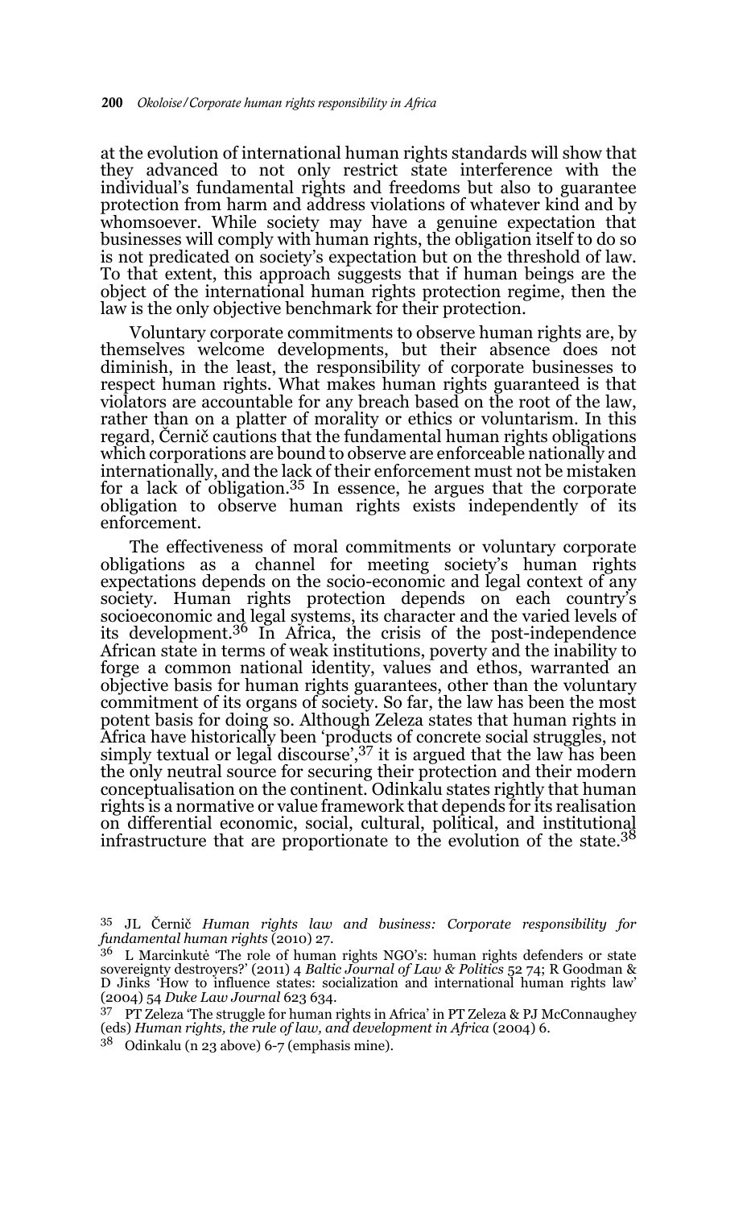at the evolution of international human rights standards will show that they advanced to not only restrict state interference with the individual's fundamental rights and freedoms but also to guarantee protection from harm and address violations of whatever kind and by whomsoever. While society may have a genuine expectation that businesses will comply with human rights, the obligation itself to do so is not predicated on society's expectation but on the threshold of law. To that extent, this approach suggests that if human beings are the object of the international human rights protection regime, then the law is the only objective benchmark for their protection.

Voluntary corporate commitments to observe human rights are, by themselves welcome developments, but their absence does not diminish, in the least, the responsibility of corporate businesses to respect human rights. What makes human rights guaranteed is that violators are accountable for any breach based on the root of the law, rather than on a platter of morality or ethics or voluntarism. In this regard, Černič cautions that the fundamental human rights obligations which corporations are bound to observe are enforceable nationally and internationally, and the lack of their enforcement must not be mistaken for a lack of obligation.[35] In essence, he argues that the corporate obligation to observe human rights exists independently of its enforcement.

The effectiveness of moral commitments or voluntary corporate obligations as a channel for meeting society's human rights expectations depends on the socio-economic and legal context of any society. Human rights protection depends on each country's socioeconomic and legal systems, its character and the varied levels of its development.[36] In Africa, the crisis of the post-independence African state in terms of weak institutions, poverty and the inability to forge a common national identity, values and ethos, warranted an objective basis for human rights guarantees, other than the voluntary commitment of its organs of society. So far, the law has been the most potent basis for doing so. Although Zeleza states that human rights in Africa have historically been 'products of concrete social struggles, not simply textual or legal discourse',[37] it is argued that the law has been the only neutral source for securing their protection and their modern conceptualisation on the continent. Odinkalu states rightly that human rights is a normative or value framework that depends for its realisation on differential economic, social, cultural, political, and institutional infrastructure that are proportionate to the evolution of the state.[38]

---

[35] JL Černič *Human rights law and business: Corporate responsibility for fundamental human rights* (2010) 27.

[36] L Marcinkutė 'The role of human rights NGO's: human rights defenders or state sovereignty destroyers?' (2011) 4 *Baltic Journal of Law & Politics* 52 74; R Goodman & D Jinks 'How to influence states: socialization and international human rights law' (2004) 54 *Duke Law Journal* 623 634.

[37] PT Zeleza 'The struggle for human rights in Africa' in PT Zeleza & PJ McConnaughey (eds) *Human rights, the rule of law, and development in Africa* (2004) 6.

[38] Odinkalu (n 23 above) 6-7 (emphasis mine).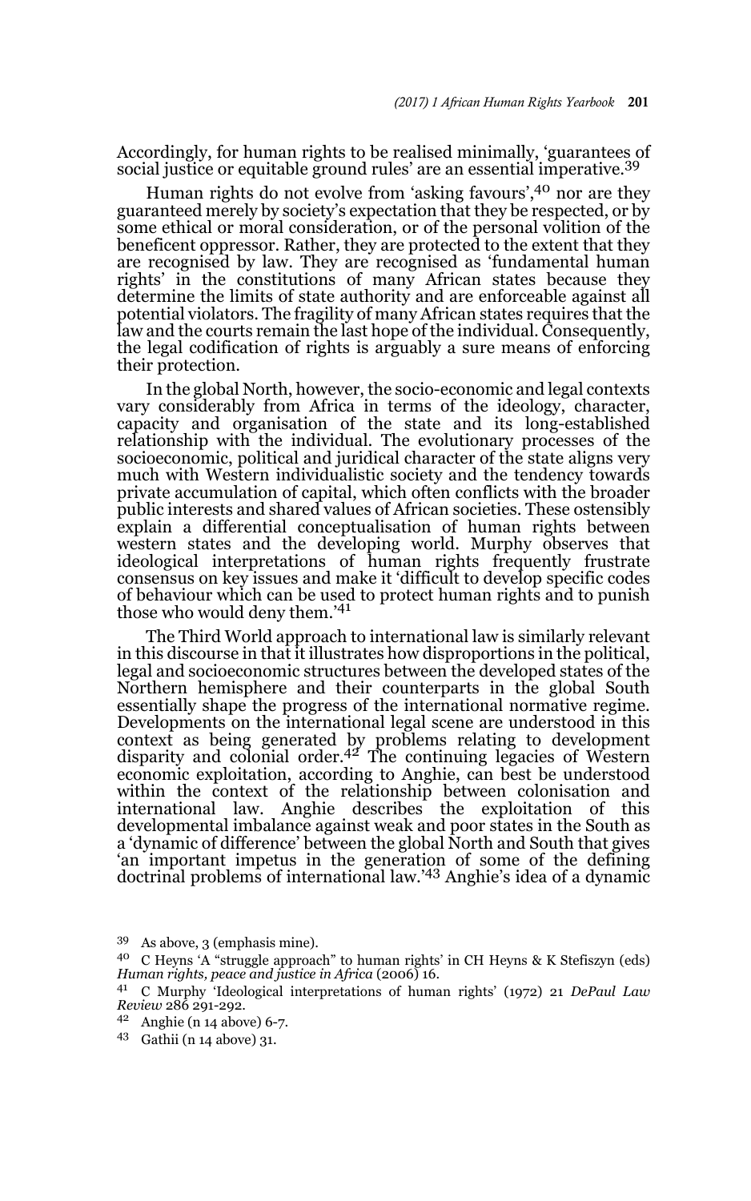Accordingly, for human rights to be realised minimally, 'guarantees of social justice or equitable ground rules' are an essential imperative.[39]

Human rights do not evolve from 'asking favours',[40] nor are they guaranteed merely by society's expectation that they be respected, or by some ethical or moral consideration, or of the personal volition of the beneficent oppressor. Rather, they are protected to the extent that they are recognised by law. They are recognised as 'fundamental human rights' in the constitutions of many African states because they determine the limits of state authority and are enforceable against all potential violators. The fragility of many African states requires that the law and the courts remain the last hope of the individual. Consequently, the legal codification of rights is arguably a sure means of enforcing their protection.

In the global North, however, the socio-economic and legal contexts vary considerably from Africa in terms of the ideology, character, capacity and organisation of the state and its long-established relationship with the individual. The evolutionary processes of the socioeconomic, political and juridical character of the state aligns very much with Western individualistic society and the tendency towards private accumulation of capital, which often conflicts with the broader public interests and shared values of African societies. These ostensibly explain a differential conceptualisation of human rights between western states and the developing world. Murphy observes that ideological interpretations of human rights frequently frustrate consensus on key issues and make it 'difficult to develop specific codes of behaviour which can be used to protect human rights and to punish those who would deny them.'[41]

The Third World approach to international law is similarly relevant in this discourse in that it illustrates how disproportions in the political, legal and socioeconomic structures between the developed states of the Northern hemisphere and their counterparts in the global South essentially shape the progress of the international normative regime. Developments on the international legal scene are understood in this context as being generated by problems relating to development disparity and colonial order.[42] The continuing legacies of Western economic exploitation, according to Anghie, can best be understood within the context of the relationship between colonisation and international law. Anghie describes the exploitation of this developmental imbalance against weak and poor states in the South as a 'dynamic of difference' between the global North and South that gives 'an important impetus in the generation of some of the defining doctrinal problems of international law.'[43] Anghie's idea of a dynamic

---

[39] As above, 3 (emphasis mine).

[40] C Heyns 'A "struggle approach" to human rights' in CH Heyns & K Stefiszyn (eds) *Human rights, peace and justice in Africa* (2006) 16.

[41] C Murphy 'Ideological interpretations of human rights' (1972) 21 *DePaul Law Review* 286 291-292.

[42] Anghie (n 14 above) 6-7.

[43] Gathii (n 14 above) 31.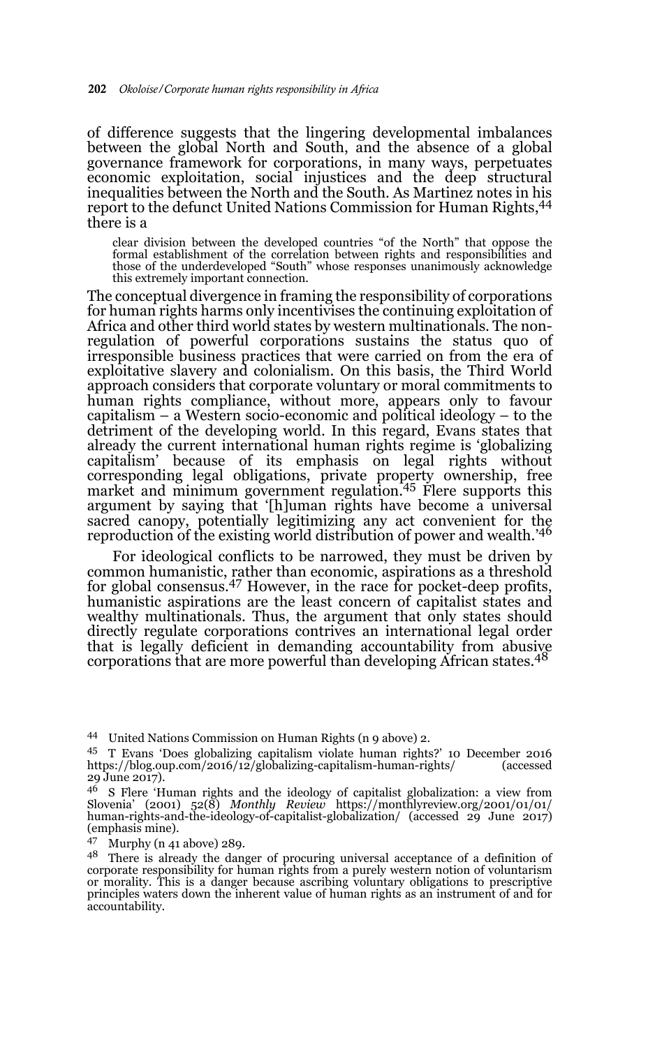of difference suggests that the lingering developmental imbalances between the global North and South, and the absence of a global governance framework for corporations, in many ways, perpetuates economic exploitation, social injustices and the deep structural inequalities between the North and the South. As Martinez notes in his report to the defunct United Nations Commission for Human Rights,[44] there is a

> clear division between the developed countries "of the North" that oppose the formal establishment of the correlation between rights and responsibilities and those of the underdeveloped "South" whose responses unanimously acknowledge this extremely important connection.

The conceptual divergence in framing the responsibility of corporations for human rights harms only incentivises the continuing exploitation of Africa and other third world states by western multinationals. The non-regulation of powerful corporations sustains the status quo of irresponsible business practices that were carried on from the era of exploitative slavery and colonialism. On this basis, the Third World approach considers that corporate voluntary or moral commitments to human rights compliance, without more, appears only to favour capitalism – a Western socio-economic and political ideology – to the detriment of the developing world. In this regard, Evans states that already the current international human rights regime is 'globalizing capitalism' because of its emphasis on legal rights without corresponding legal obligations, private property ownership, free market and minimum government regulation.[45] Flere supports this argument by saying that '[h]uman rights have become a universal sacred canopy, potentially legitimizing any act convenient for the reproduction of the existing world distribution of power and wealth.'[46]

For ideological conflicts to be narrowed, they must be driven by common humanistic, rather than economic, aspirations as a threshold for global consensus.[47] However, in the race for pocket-deep profits, humanistic aspirations are the least concern of capitalist states and wealthy multinationals. Thus, the argument that only states should directly regulate corporations contrives an international legal order that is legally deficient in demanding accountability from abusive corporations that are more powerful than developing African states.[48]

---

44 United Nations Commission on Human Rights (n 9 above) 2.

45 T Evans 'Does globalizing capitalism violate human rights?' 10 December 2016 https://blog.oup.com/2016/12/globalizing-capitalism-human-rights/ (accessed 29 June 2017).

46 S Flere 'Human rights and the ideology of capitalist globalization: a view from Slovenia' (2001) 52(8) *Monthly Review* https://monthlyreview.org/2001/01/01/human-rights-and-the-ideology-of-capitalist-globalization/ (accessed 29 June 2017) (emphasis mine).

47 Murphy (n 41 above) 289.

48 There is already the danger of procuring universal acceptance of a definition of corporate responsibility for human rights from a purely western notion of voluntarism or morality. This is a danger because ascribing voluntary obligations to prescriptive principles waters down the inherent value of human rights as an instrument of and for accountability.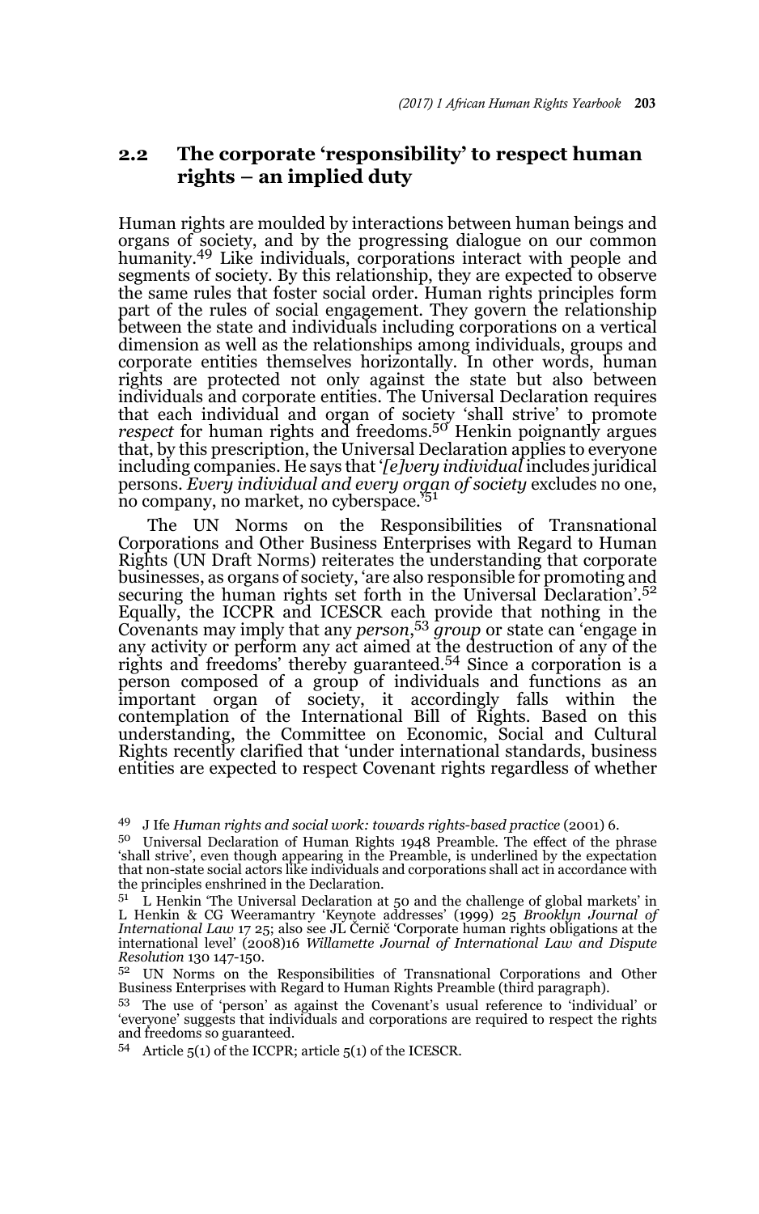## 2.2 The corporate 'responsibility' to respect human rights – an implied duty

Human rights are moulded by interactions between human beings and organs of society, and by the progressing dialogue on our common humanity.[49] Like individuals, corporations interact with people and segments of society. By this relationship, they are expected to observe the same rules that foster social order. Human rights principles form part of the rules of social engagement. They govern the relationship between the state and individuals including corporations on a vertical dimension as well as the relationships among individuals, groups and corporate entities themselves horizontally. In other words, human rights are protected not only against the state but also between individuals and corporate entities. The Universal Declaration requires that each individual and organ of society 'shall strive' to promote *respect* for human rights and freedoms.[50] Henkin poignantly argues that, by this prescription, the Universal Declaration applies to everyone including companies. He says that '*[e]very individual* includes juridical persons. *Every individual and every organ of society* excludes no one, no company, no market, no cyberspace.'[51]

The UN Norms on the Responsibilities of Transnational Corporations and Other Business Enterprises with Regard to Human Rights (UN Draft Norms) reiterates the understanding that corporate businesses, as organs of society, 'are also responsible for promoting and securing the human rights set forth in the Universal Declaration'.[52] Equally, the ICCPR and ICESCR each provide that nothing in the Covenants may imply that any *person*,[53] *group* or state can 'engage in any activity or perform any act aimed at the destruction of any of the rights and freedoms' thereby guaranteed.[54] Since a corporation is a person composed of a group of individuals and functions as an important organ of society, it accordingly falls within the contemplation of the International Bill of Rights. Based on this understanding, the Committee on Economic, Social and Cultural Rights recently clarified that 'under international standards, business entities are expected to respect Covenant rights regardless of whether

---

[49] J Ife *Human rights and social work: towards rights-based practice* (2001) 6.

[50] Universal Declaration of Human Rights 1948 Preamble. The effect of the phrase 'shall strive', even though appearing in the Preamble, is underlined by the expectation that non-state social actors like individuals and corporations shall act in accordance with the principles enshrined in the Declaration.

[51] L Henkin 'The Universal Declaration at 50 and the challenge of global markets' in L Henkin & CG Weeramantry 'Keynote addresses' (1999) 25 *Brooklyn Journal of International Law* 17 25; also see JL Černič 'Corporate human rights obligations at the international level' (2008)16 *Willamette Journal of International Law and Dispute Resolution* 130 147-150.

[52] UN Norms on the Responsibilities of Transnational Corporations and Other Business Enterprises with Regard to Human Rights Preamble (third paragraph).

[53] The use of 'person' as against the Covenant's usual reference to 'individual' or 'everyone' suggests that individuals and corporations are required to respect the rights and freedoms so guaranteed.

[54] Article 5(1) of the ICCPR; article 5(1) of the ICESCR.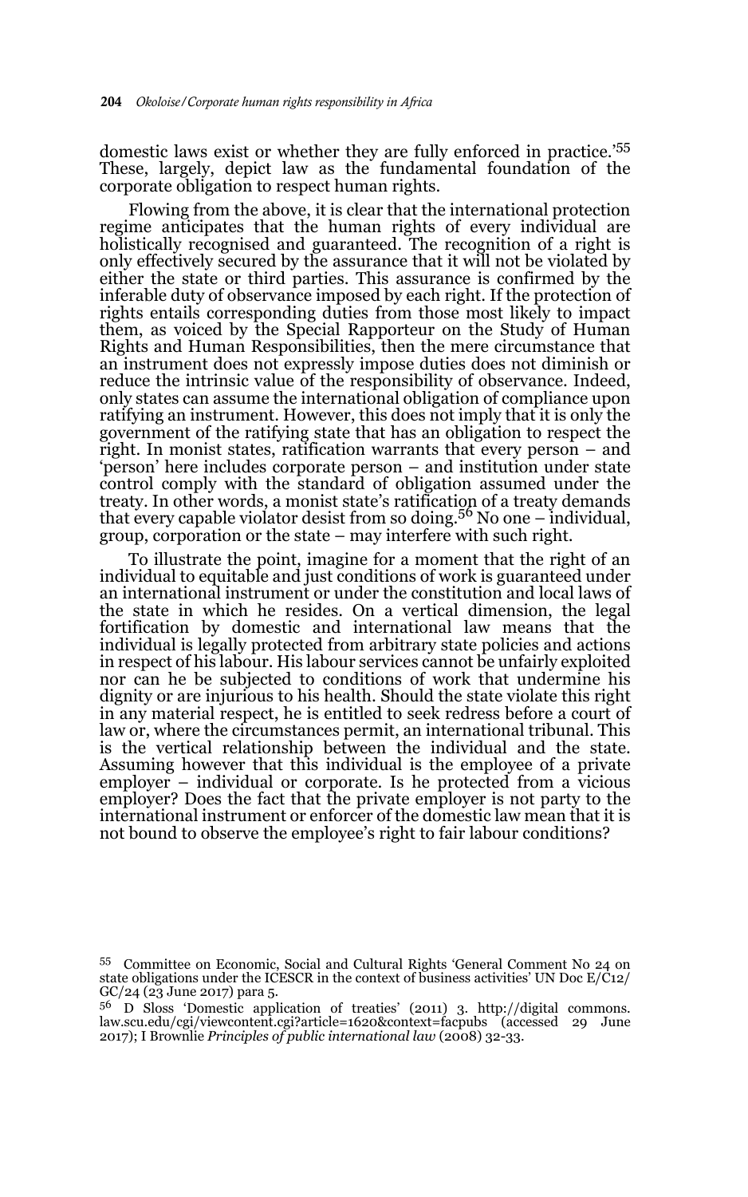domestic laws exist or whether they are fully enforced in practice.'[55] These, largely, depict law as the fundamental foundation of the corporate obligation to respect human rights.

Flowing from the above, it is clear that the international protection regime anticipates that the human rights of every individual are holistically recognised and guaranteed. The recognition of a right is only effectively secured by the assurance that it will not be violated by either the state or third parties. This assurance is confirmed by the inferable duty of observance imposed by each right. If the protection of rights entails corresponding duties from those most likely to impact them, as voiced by the Special Rapporteur on the Study of Human Rights and Human Responsibilities, then the mere circumstance that an instrument does not expressly impose duties does not diminish or reduce the intrinsic value of the responsibility of observance. Indeed, only states can assume the international obligation of compliance upon ratifying an instrument. However, this does not imply that it is only the government of the ratifying state that has an obligation to respect the right. In monist states, ratification warrants that every person – and 'person' here includes corporate person – and institution under state control comply with the standard of obligation assumed under the treaty. In other words, a monist state's ratification of a treaty demands that every capable violator desist from so doing.[56] No one – individual, group, corporation or the state – may interfere with such right.

To illustrate the point, imagine for a moment that the right of an individual to equitable and just conditions of work is guaranteed under an international instrument or under the constitution and local laws of the state in which he resides. On a vertical dimension, the legal fortification by domestic and international law means that the individual is legally protected from arbitrary state policies and actions in respect of his labour. His labour services cannot be unfairly exploited nor can he be subjected to conditions of work that undermine his dignity or are injurious to his health. Should the state violate this right in any material respect, he is entitled to seek redress before a court of law or, where the circumstances permit, an international tribunal. This is the vertical relationship between the individual and the state. Assuming however that this individual is the employee of a private employer – individual or corporate. Is he protected from a vicious employer? Does the fact that the private employer is not party to the international instrument or enforcer of the domestic law mean that it is not bound to observe the employee's right to fair labour conditions?

---

[55] Committee on Economic, Social and Cultural Rights 'General Comment No 24 on state obligations under the ICESCR in the context of business activities' UN Doc E/C12/GC/24 (23 June 2017) para 5.

[56] D Sloss 'Domestic application of treaties' (2011) 3. http://digital commons.law.scu.edu/cgi/viewcontent.cgi?article=1620&context=facpubs (accessed 29 June 2017); I Brownlie *Principles of public international law* (2008) 32-33.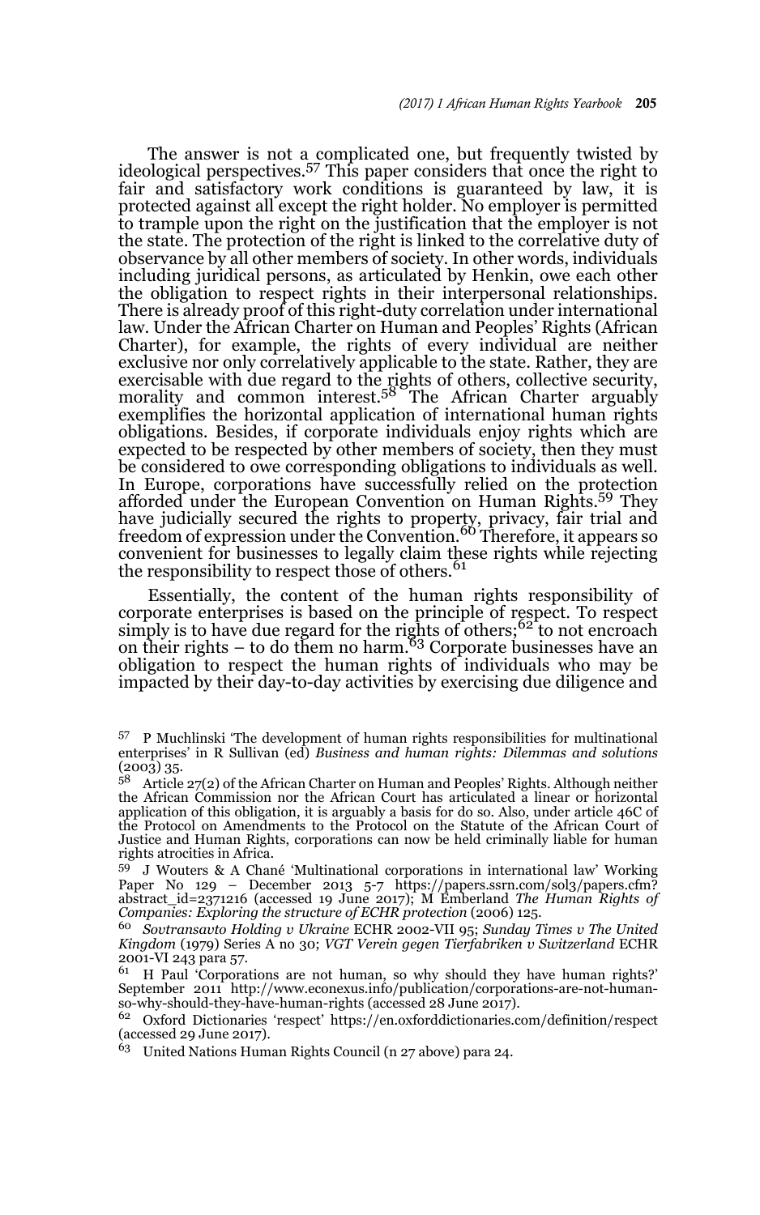The answer is not a complicated one, but frequently twisted by ideological perspectives.[57] This paper considers that once the right to fair and satisfactory work conditions is guaranteed by law, it is protected against all except the right holder. No employer is permitted to trample upon the right on the justification that the employer is not the state. The protection of the right is linked to the correlative duty of observance by all other members of society. In other words, individuals including juridical persons, as articulated by Henkin, owe each other the obligation to respect rights in their interpersonal relationships. There is already proof of this right-duty correlation under international law. Under the African Charter on Human and Peoples' Rights (African Charter), for example, the rights of every individual are neither exclusive nor only correlatively applicable to the state. Rather, they are exercisable with due regard to the rights of others, collective security, morality and common interest.[58] The African Charter arguably exemplifies the horizontal application of international human rights obligations. Besides, if corporate individuals enjoy rights which are expected to be respected by other members of society, then they must be considered to owe corresponding obligations to individuals as well. In Europe, corporations have successfully relied on the protection afforded under the European Convention on Human Rights.[59] They have judicially secured the rights to property, privacy, fair trial and freedom of expression under the Convention.[60] Therefore, it appears so convenient for businesses to legally claim these rights while rejecting the responsibility to respect those of others.[61]

Essentially, the content of the human rights responsibility of corporate enterprises is based on the principle of respect. To respect simply is to have due regard for the rights of others;[62] to not encroach on their rights – to do them no harm.[63] Corporate businesses have an obligation to respect the human rights of individuals who may be impacted by their day-to-day activities by exercising due diligence and

---

[57] P Muchlinski 'The development of human rights responsibilities for multinational enterprises' in R Sullivan (ed) *Business and human rights: Dilemmas and solutions* (2003) 35.

[58] Article 27(2) of the African Charter on Human and Peoples' Rights. Although neither the African Commission nor the African Court has articulated a linear or horizontal application of this obligation, it is arguably a basis for do so. Also, under article 46C of the Protocol on Amendments to the Protocol on the Statute of the African Court of Justice and Human Rights, corporations can now be held criminally liable for human rights atrocities in Africa.

[59] J Wouters & A Chané 'Multinational corporations in international law' Working Paper No 129 – December 2013 5-7 https://papers.ssrn.com/sol3/papers.cfm?abstract_id=2371216 (accessed 19 June 2017); M Emberland *The Human Rights of Companies: Exploring the structure of ECHR protection* (2006) 125.

[60] *Sovtransavto Holding v Ukraine* ECHR 2002-VII 95; *Sunday Times v The United Kingdom* (1979) Series A no 30; *VGT Verein gegen Tierfabriken v Switzerland* ECHR 2001-VI 243 para 57.

[61] H Paul 'Corporations are not human, so why should they have human rights?' September 2011 http://www.econexus.info/publication/corporations-are-not-human-so-why-should-they-have-human-rights (accessed 28 June 2017).

[62] Oxford Dictionaries 'respect' https://en.oxforddictionaries.com/definition/respect (accessed 29 June 2017).

[63] United Nations Human Rights Council (n 27 above) para 24.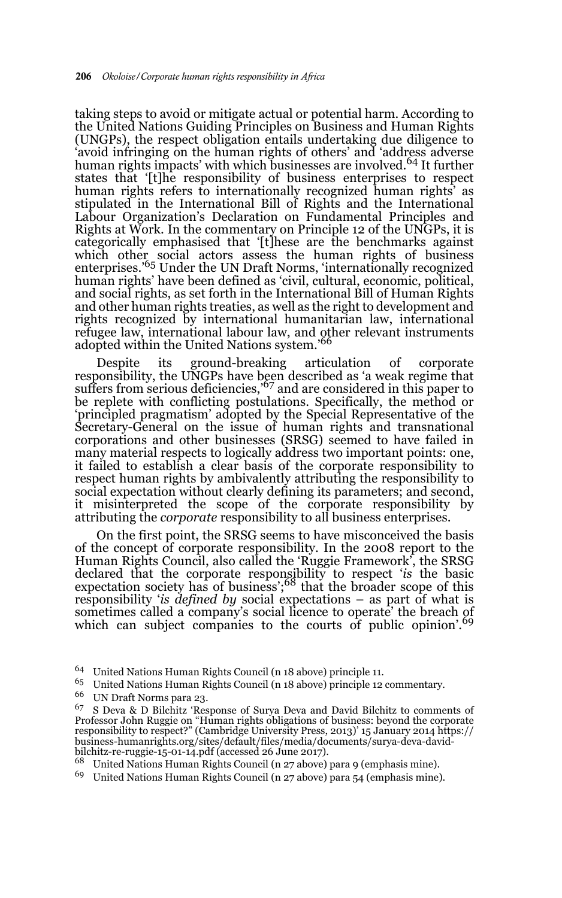taking steps to avoid or mitigate actual or potential harm. According to the United Nations Guiding Principles on Business and Human Rights (UNGPs), the respect obligation entails undertaking due diligence to 'avoid infringing on the human rights of others' and 'address adverse human rights impacts' with which businesses are involved.[64] It further states that '[t]he responsibility of business enterprises to respect human rights refers to internationally recognized human rights' as stipulated in the International Bill of Rights and the International Labour Organization's Declaration on Fundamental Principles and Rights at Work. In the commentary on Principle 12 of the UNGPs, it is categorically emphasised that '[t]hese are the benchmarks against which other social actors assess the human rights of business enterprises.'[65] Under the UN Draft Norms, 'internationally recognized human rights' have been defined as 'civil, cultural, economic, political, and social rights, as set forth in the International Bill of Human Rights and other human rights treaties, as well as the right to development and rights recognized by international humanitarian law, international refugee law, international labour law, and other relevant instruments adopted within the United Nations system.'[66]

Despite its ground-breaking articulation of corporate responsibility, the UNGPs have been described as 'a weak regime that suffers from serious deficiencies,'[67] and are considered in this paper to be replete with conflicting postulations. Specifically, the method or 'principled pragmatism' adopted by the Special Representative of the Secretary-General on the issue of human rights and transnational corporations and other businesses (SRSG) seemed to have failed in many material respects to logically address two important points: one, it failed to establish a clear basis of the corporate responsibility to respect human rights by ambivalently attributing the responsibility to social expectation without clearly defining its parameters; and second, it misinterpreted the scope of the corporate responsibility by attributing the *corporate* responsibility to all business enterprises.

On the first point, the SRSG seems to have misconceived the basis of the concept of corporate responsibility. In the 2008 report to the Human Rights Council, also called the 'Ruggie Framework', the SRSG declared that the corporate responsibility to respect '*is* the basic expectation society has of business';[68] that the broader scope of this responsibility '*is defined by* social expectations – as part of what is sometimes called a company's social licence to operate' the breach of which can subject companies to the courts of public opinion'.[69]

---

[64] United Nations Human Rights Council (n 18 above) principle 11.

[65] United Nations Human Rights Council (n 18 above) principle 12 commentary.

[66] UN Draft Norms para 23.

[67] S Deva & D Bilchitz 'Response of Surya Deva and David Bilchitz to comments of Professor John Ruggie on "Human rights obligations of business: beyond the corporate responsibility to respect?" (Cambridge University Press, 2013)' 15 January 2014 https://business-humanrights.org/sites/default/files/media/documents/surya-deva-david-bilchitz-re-ruggie-15-01-14.pdf (accessed 26 June 2017).

[68] United Nations Human Rights Council (n 27 above) para 9 (emphasis mine).

[69] United Nations Human Rights Council (n 27 above) para 54 (emphasis mine).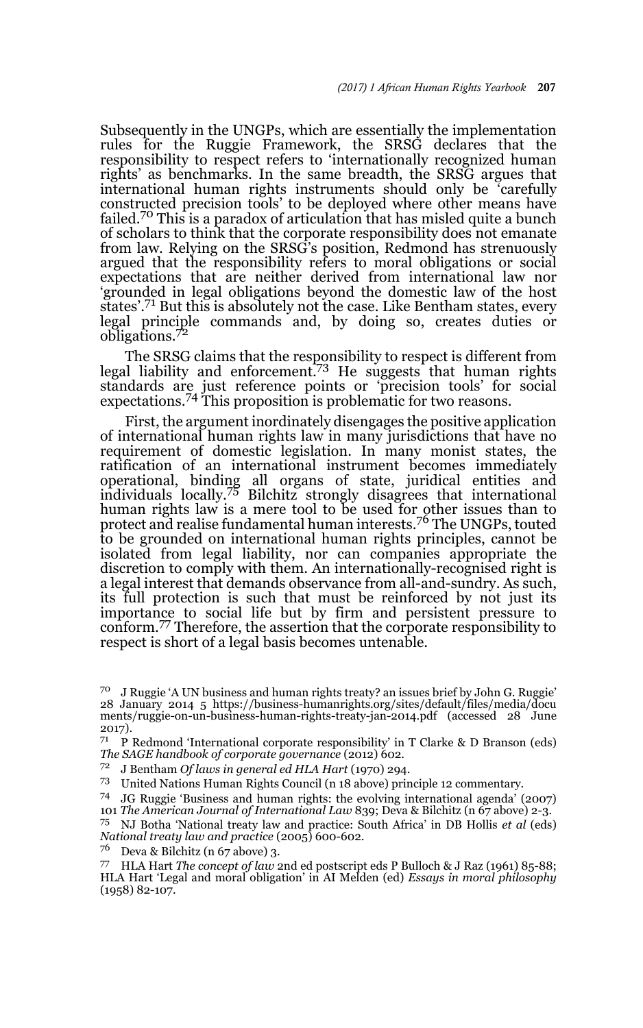Subsequently in the UNGPs, which are essentially the implementation rules for the Ruggie Framework, the SRSG declares that the responsibility to respect refers to 'internationally recognized human rights' as benchmarks. In the same breadth, the SRSG argues that international human rights instruments should only be 'carefully constructed precision tools' to be deployed where other means have failed.[70] This is a paradox of articulation that has misled quite a bunch of scholars to think that the corporate responsibility does not emanate from law. Relying on the SRSG's position, Redmond has strenuously argued that the responsibility refers to moral obligations or social expectations that are neither derived from international law nor 'grounded in legal obligations beyond the domestic law of the host states'.[71] But this is absolutely not the case. Like Bentham states, every legal principle commands and, by doing so, creates duties or obligations.[72]

The SRSG claims that the responsibility to respect is different from legal liability and enforcement.[73] He suggests that human rights standards are just reference points or 'precision tools' for social expectations.[74] This proposition is problematic for two reasons.

First, the argument inordinately disengages the positive application of international human rights law in many jurisdictions that have no requirement of domestic legislation. In many monist states, the ratification of an international instrument becomes immediately operational, binding all organs of state, juridical entities and individuals locally.[75] Bilchitz strongly disagrees that international human rights law is a mere tool to be used for other issues than to protect and realise fundamental human interests.[76] The UNGPs, touted to be grounded on international human rights principles, cannot be isolated from legal liability, nor can companies appropriate the discretion to comply with them. An internationally-recognised right is a legal interest that demands observance from all-and-sundry. As such, its full protection is such that must be reinforced by not just its importance to social life but by firm and persistent pressure to conform.[77] Therefore, the assertion that the corporate responsibility to respect is short of a legal basis becomes untenable.

---

[70] J Ruggie 'A UN business and human rights treaty? an issues brief by John G. Ruggie' 28 January 2014 5 https://business-humanrights.org/sites/default/files/media/documents/ruggie-on-un-business-human-rights-treaty-jan-2014.pdf (accessed 28 June 2017).

[71] P Redmond 'International corporate responsibility' in T Clarke & D Branson (eds) *The SAGE handbook of corporate governance* (2012) 602.

[72] J Bentham *Of laws in general ed HLA Hart* (1970) 294.

[73] United Nations Human Rights Council (n 18 above) principle 12 commentary.

[74] JG Ruggie 'Business and human rights: the evolving international agenda' (2007) 101 *The American Journal of International Law* 839; Deva & Bilchitz (n 67 above) 2-3.

[75] NJ Botha 'National treaty law and practice: South Africa' in DB Hollis *et al* (eds) *National treaty law and practice* (2005) 600-602.

[76] Deva & Bilchitz (n 67 above) 3.

[77] HLA Hart *The concept of law* 2nd ed postscript eds P Bulloch & J Raz (1961) 85-88; HLA Hart 'Legal and moral obligation' in AI Melden (ed) *Essays in moral philosophy* (1958) 82-107.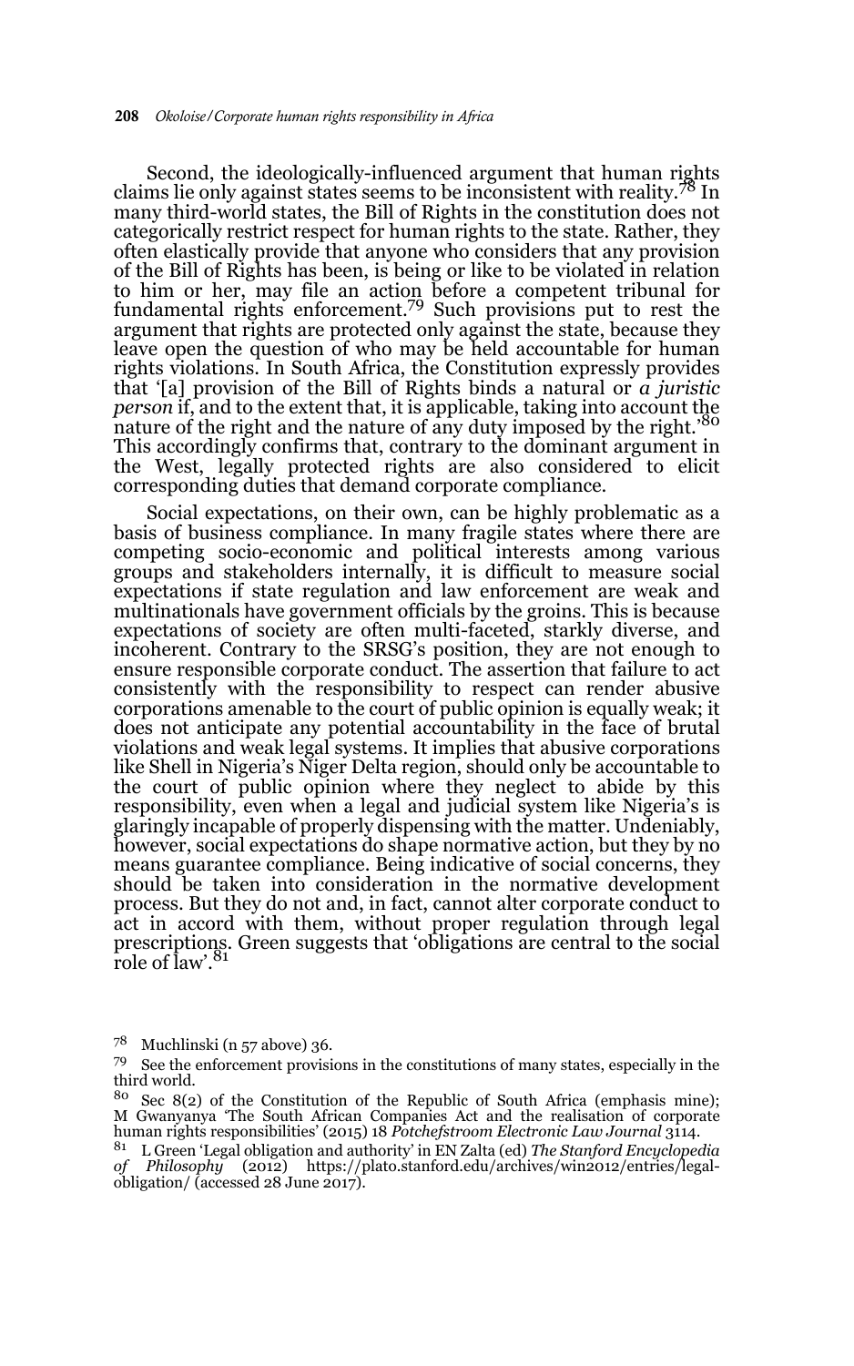Second, the ideologically-influenced argument that human rights claims lie only against states seems to be inconsistent with reality.[78] In many third-world states, the Bill of Rights in the constitution does not categorically restrict respect for human rights to the state. Rather, they often elastically provide that anyone who considers that any provision of the Bill of Rights has been, is being or like to be violated in relation to him or her, may file an action before a competent tribunal for fundamental rights enforcement.[79] Such provisions put to rest the argument that rights are protected only against the state, because they leave open the question of who may be held accountable for human rights violations. In South Africa, the Constitution expressly provides that '[a] provision of the Bill of Rights binds a natural or *a juristic person* if, and to the extent that, it is applicable, taking into account the nature of the right and the nature of any duty imposed by the right.'[80] This accordingly confirms that, contrary to the dominant argument in the West, legally protected rights are also considered to elicit corresponding duties that demand corporate compliance.

Social expectations, on their own, can be highly problematic as a basis of business compliance. In many fragile states where there are competing socio-economic and political interests among various groups and stakeholders internally, it is difficult to measure social expectations if state regulation and law enforcement are weak and multinationals have government officials by the groins. This is because expectations of society are often multi-faceted, starkly diverse, and incoherent. Contrary to the SRSG's position, they are not enough to ensure responsible corporate conduct. The assertion that failure to act consistently with the responsibility to respect can render abusive corporations amenable to the court of public opinion is equally weak; it does not anticipate any potential accountability in the face of brutal violations and weak legal systems. It implies that abusive corporations like Shell in Nigeria's Niger Delta region, should only be accountable to the court of public opinion where they neglect to abide by this responsibility, even when a legal and judicial system like Nigeria's is glaringly incapable of properly dispensing with the matter. Undeniably, however, social expectations do shape normative action, but they by no means guarantee compliance. Being indicative of social concerns, they should be taken into consideration in the normative development process. But they do not and, in fact, cannot alter corporate conduct to act in accord with them, without proper regulation through legal prescriptions. Green suggests that 'obligations are central to the social role of law'.[81]

---

[78] Muchlinski (n 57 above) 36.

[79] See the enforcement provisions in the constitutions of many states, especially in the third world.

[80] Sec 8(2) of the Constitution of the Republic of South Africa (emphasis mine); M Gwanyanya 'The South African Companies Act and the realisation of corporate human rights responsibilities' (2015) 18 *Potchefstroom Electronic Law Journal* 3114.

[81] L Green 'Legal obligation and authority' in EN Zalta (ed) *The Stanford Encyclopedia of Philosophy* (2012) https://plato.stanford.edu/archives/win2012/entries/legal-obligation/ (accessed 28 June 2017).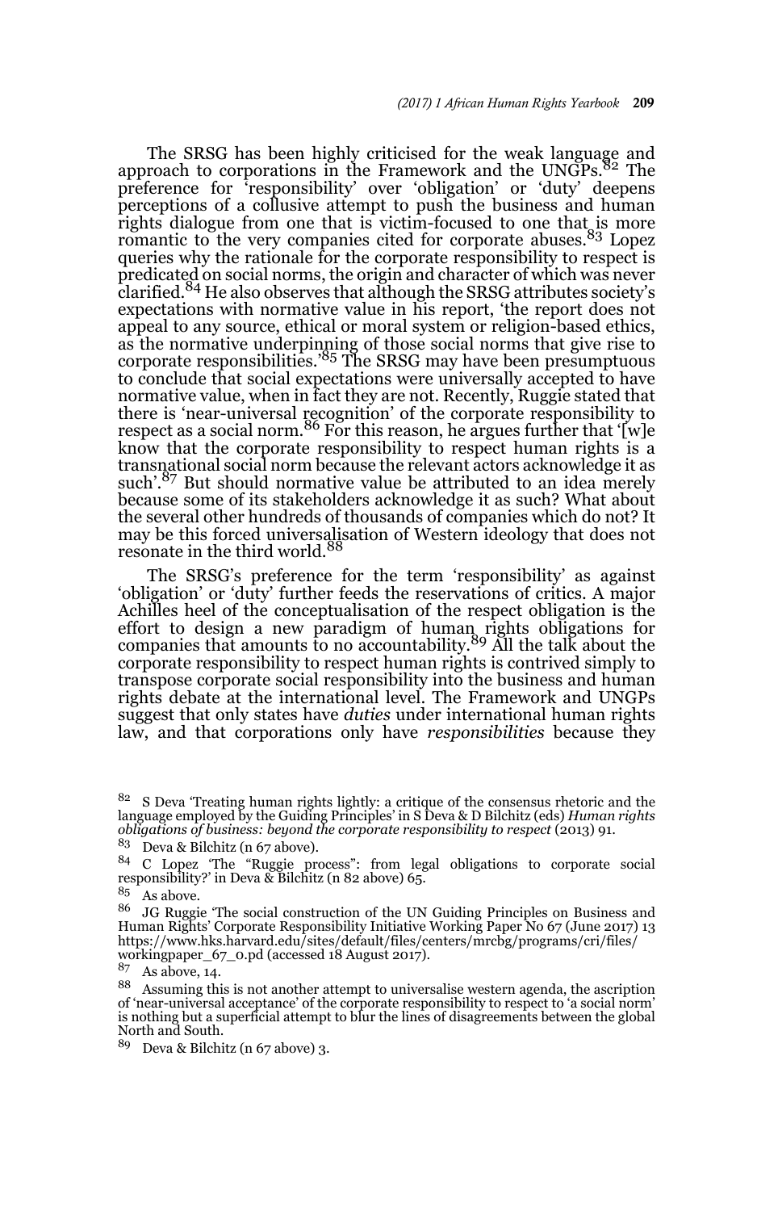The SRSG has been highly criticised for the weak language and approach to corporations in the Framework and the UNGPs.[82] The preference for 'responsibility' over 'obligation' or 'duty' deepens perceptions of a collusive attempt to push the business and human rights dialogue from one that is victim-focused to one that is more romantic to the very companies cited for corporate abuses.[83] Lopez queries why the rationale for the corporate responsibility to respect is predicated on social norms, the origin and character of which was never clarified.[84] He also observes that although the SRSG attributes society's expectations with normative value in his report, 'the report does not appeal to any source, ethical or moral system or religion-based ethics, as the normative underpinning of those social norms that give rise to corporate responsibilities.'[85] The SRSG may have been presumptuous to conclude that social expectations were universally accepted to have normative value, when in fact they are not. Recently, Ruggie stated that there is 'near-universal recognition' of the corporate responsibility to respect as a social norm.[86] For this reason, he argues further that '[w]e know that the corporate responsibility to respect human rights is a transnational social norm because the relevant actors acknowledge it as such'.[87] But should normative value be attributed to an idea merely because some of its stakeholders acknowledge it as such? What about the several other hundreds of thousands of companies which do not? It may be this forced universalisation of Western ideology that does not resonate in the third world.[88]

The SRSG's preference for the term 'responsibility' as against 'obligation' or 'duty' further feeds the reservations of critics. A major Achilles heel of the conceptualisation of the respect obligation is the effort to design a new paradigm of human rights obligations for companies that amounts to no accountability.[89] All the talk about the corporate responsibility to respect human rights is contrived simply to transpose corporate social responsibility into the business and human rights debate at the international level. The Framework and UNGPs suggest that only states have *duties* under international human rights law, and that corporations only have *responsibilities* because they

---

[82] S Deva 'Treating human rights lightly: a critique of the consensus rhetoric and the language employed by the Guiding Principles' in S Deva & D Bilchitz (eds) *Human rights obligations of business: beyond the corporate responsibility to respect* (2013) 91.

[83] Deva & Bilchitz (n 67 above).

[84] C Lopez 'The "Ruggie process": from legal obligations to corporate social responsibility?' in Deva & Bilchitz (n 82 above) 65.

[85] As above.

[86] JG Ruggie 'The social construction of the UN Guiding Principles on Business and Human Rights' Corporate Responsibility Initiative Working Paper No 67 (June 2017) 13 https://www.hks.harvard.edu/sites/default/files/centers/mrcbg/programs/cri/files/workingpaper_67_0.pd (accessed 18 August 2017).

[87] As above, 14.

[88] Assuming this is not another attempt to universalise western agenda, the ascription of 'near-universal acceptance' of the corporate responsibility to respect to 'a social norm' is nothing but a superficial attempt to blur the lines of disagreements between the global North and South.

[89] Deva & Bilchitz (n 67 above) 3.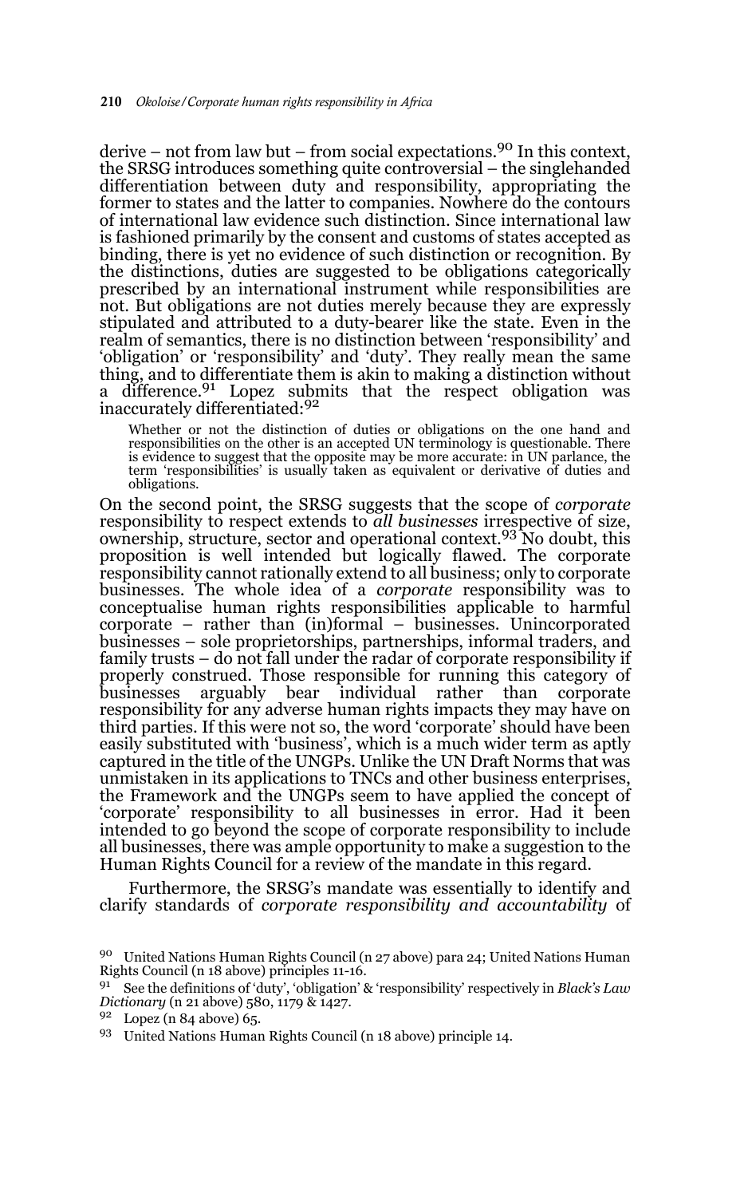derive – not from law but – from social expectations.[90] In this context, the SRSG introduces something quite controversial – the singlehanded differentiation between duty and responsibility, appropriating the former to states and the latter to companies. Nowhere do the contours of international law evidence such distinction. Since international law is fashioned primarily by the consent and customs of states accepted as binding, there is yet no evidence of such distinction or recognition. By the distinctions, duties are suggested to be obligations categorically prescribed by an international instrument while responsibilities are not. But obligations are not duties merely because they are expressly stipulated and attributed to a duty-bearer like the state. Even in the realm of semantics, there is no distinction between 'responsibility' and 'obligation' or 'responsibility' and 'duty'. They really mean the same thing, and to differentiate them is akin to making a distinction without a difference.[91] Lopez submits that the respect obligation was inaccurately differentiated:[92]

> Whether or not the distinction of duties or obligations on the one hand and responsibilities on the other is an accepted UN terminology is questionable. There is evidence to suggest that the opposite may be more accurate: in UN parlance, the term 'responsibilities' is usually taken as equivalent or derivative of duties and obligations.

On the second point, the SRSG suggests that the scope of *corporate* responsibility to respect extends to *all businesses* irrespective of size, ownership, structure, sector and operational context.[93] No doubt, this proposition is well intended but logically flawed. The corporate responsibility cannot rationally extend to all business; only to corporate businesses. The whole idea of a *corporate* responsibility was to conceptualise human rights responsibilities applicable to harmful corporate – rather than (in)formal – businesses. Unincorporated businesses – sole proprietorships, partnerships, informal traders, and family trusts – do not fall under the radar of corporate responsibility if properly construed. Those responsible for running this category of businesses arguably bear individual rather than corporate responsibility for any adverse human rights impacts they may have on third parties. If this were not so, the word 'corporate' should have been easily substituted with 'business', which is a much wider term as aptly captured in the title of the UNGPs. Unlike the UN Draft Norms that was unmistaken in its applications to TNCs and other business enterprises, the Framework and the UNGPs seem to have applied the concept of 'corporate' responsibility to all businesses in error. Had it been intended to go beyond the scope of corporate responsibility to include all businesses, there was ample opportunity to make a suggestion to the Human Rights Council for a review of the mandate in this regard.

Furthermore, the SRSG's mandate was essentially to identify and clarify standards of *corporate responsibility and accountability* of

---

[90] United Nations Human Rights Council (n 27 above) para 24; United Nations Human Rights Council (n 18 above) principles 11-16.

[91] See the definitions of 'duty', 'obligation' & 'responsibility' respectively in *Black's Law Dictionary* (n 21 above) 580, 1179 & 1427.

[92] Lopez (n 84 above) 65.

[93] United Nations Human Rights Council (n 18 above) principle 14.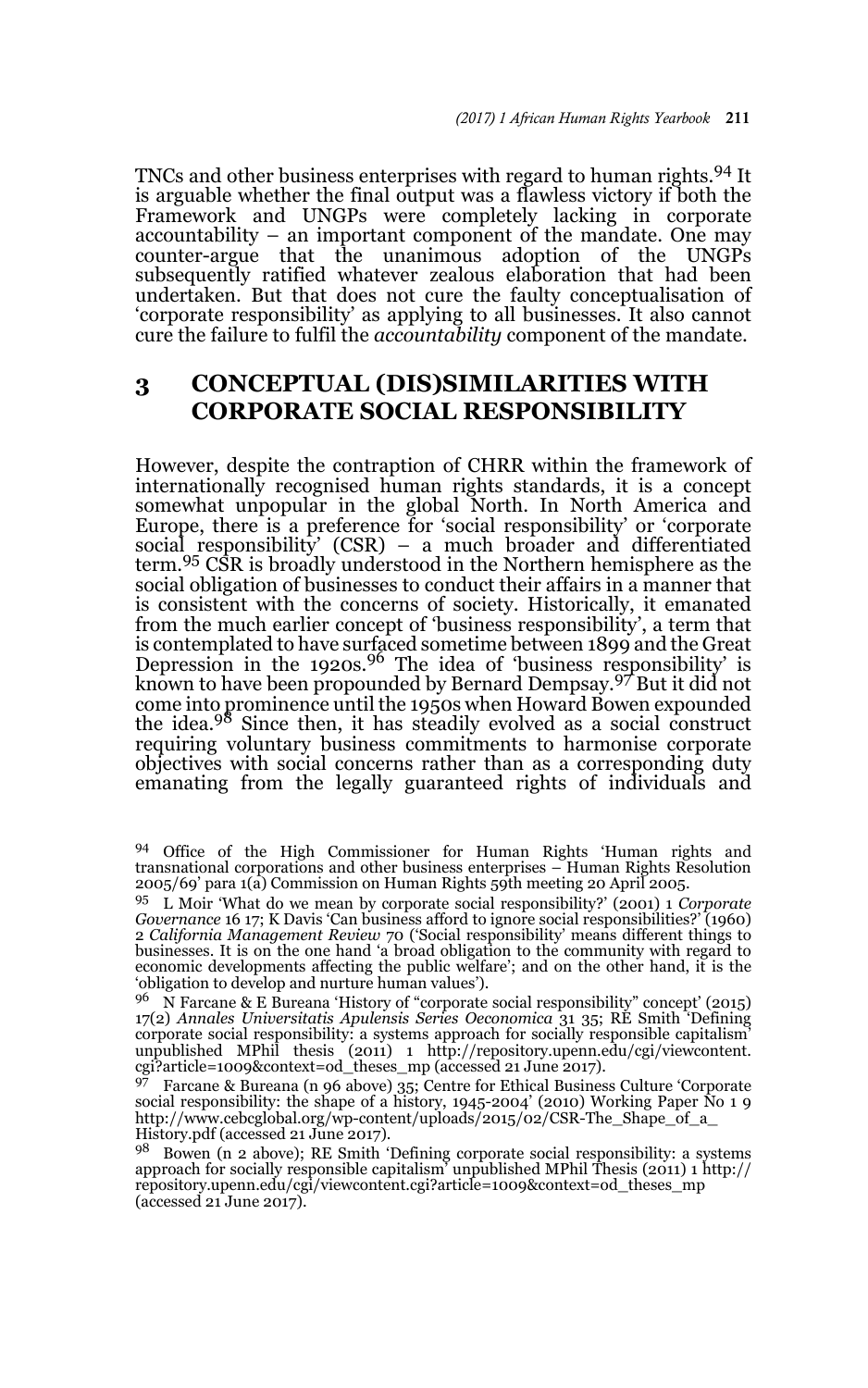TNCs and other business enterprises with regard to human rights.[94] It is arguable whether the final output was a flawless victory if both the Framework and UNGPs were completely lacking in corporate accountability – an important component of the mandate. One may counter-argue that the unanimous adoption of the UNGPs subsequently ratified whatever zealous elaboration that had been undertaken. But that does not cure the faulty conceptualisation of 'corporate responsibility' as applying to all businesses. It also cannot cure the failure to fulfil the *accountability* component of the mandate.

## 3 CONCEPTUAL (DIS)SIMILARITIES WITH CORPORATE SOCIAL RESPONSIBILITY

However, despite the contraption of CHRR within the framework of internationally recognised human rights standards, it is a concept somewhat unpopular in the global North. In North America and Europe, there is a preference for 'social responsibility' or 'corporate social responsibility' (CSR) – a much broader and differentiated term.[95] CSR is broadly understood in the Northern hemisphere as the social obligation of businesses to conduct their affairs in a manner that is consistent with the concerns of society. Historically, it emanated from the much earlier concept of 'business responsibility', a term that is contemplated to have surfaced sometime between 1899 and the Great Depression in the 1920s.[96] The idea of 'business responsibility' is known to have been propounded by Bernard Dempsay.[97] But it did not come into prominence until the 1950s when Howard Bowen expounded the idea.[98] Since then, it has steadily evolved as a social construct requiring voluntary business commitments to harmonise corporate objectives with social concerns rather than as a corresponding duty emanating from the legally guaranteed rights of individuals and

---

94 Office of the High Commissioner for Human Rights 'Human rights and transnational corporations and other business enterprises – Human Rights Resolution 2005/69' para 1(a) Commission on Human Rights 59th meeting 20 April 2005.

95 L Moir 'What do we mean by corporate social responsibility?' (2001) 1 *Corporate Governance* 16 17; K Davis 'Can business afford to ignore social responsibilities?' (1960) 2 *California Management Review* 70 ('Social responsibility' means different things to businesses. It is on the one hand 'a broad obligation to the community with regard to economic developments affecting the public welfare'; and on the other hand, it is the 'obligation to develop and nurture human values').

96 N Farcane & E Bureana 'History of "corporate social responsibility" concept' (2015) 17(2) *Annales Universitatis Apulensis Series Oeconomica* 31 35; RE Smith 'Defining corporate social responsibility: a systems approach for socially responsible capitalism' unpublished MPhil thesis (2011) 1 http://repository.upenn.edu/cgi/viewcontent.cgi?article=1009&context=od_theses_mp (accessed 21 June 2017).

97 Farcane & Bureana (n 96 above) 35; Centre for Ethical Business Culture 'Corporate social responsibility: the shape of a history, 1945-2004' (2010) Working Paper No 1 9 http://www.cebcglobal.org/wp-content/uploads/2015/02/CSR-The_Shape_of_a_History.pdf (accessed 21 June 2017).

98 Bowen (n 2 above); RE Smith 'Defining corporate social responsibility: a systems approach for socially responsible capitalism' unpublished MPhil Thesis (2011) 1 http://repository.upenn.edu/cgi/viewcontent.cgi?article=1009&context=od_theses_mp (accessed 21 June 2017).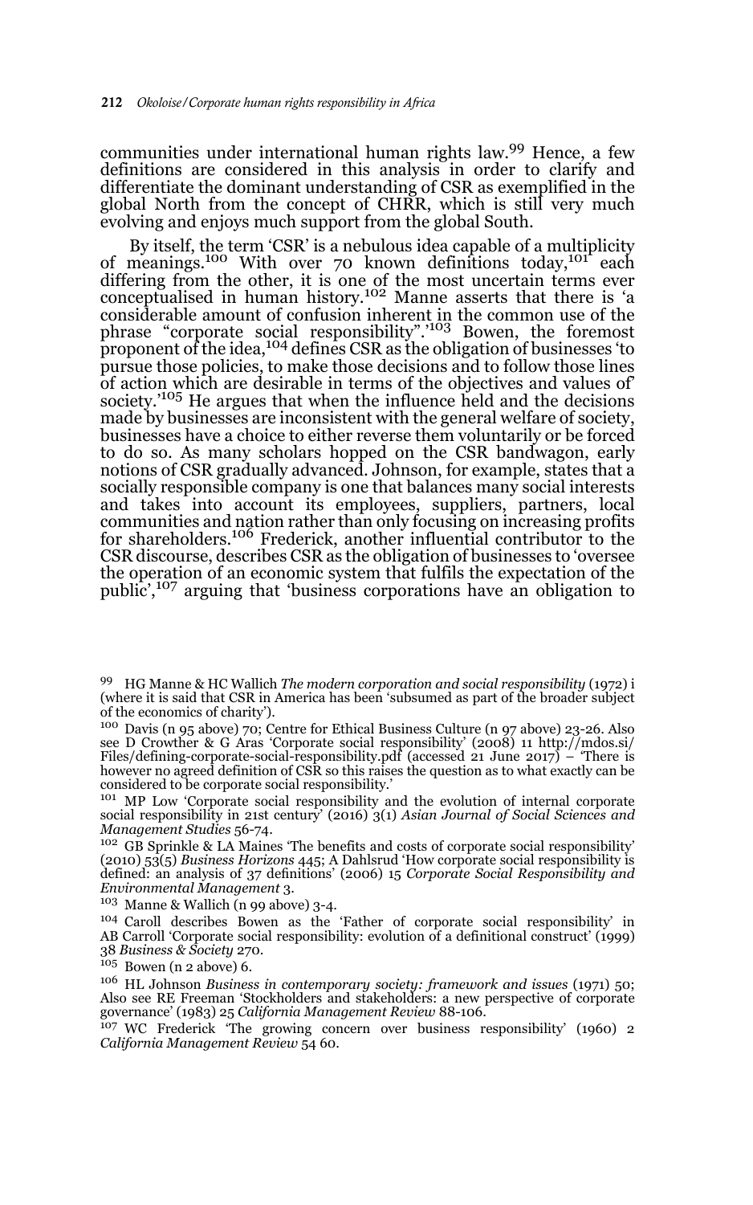communities under international human rights law.[99] Hence, a few definitions are considered in this analysis in order to clarify and differentiate the dominant understanding of CSR as exemplified in the global North from the concept of CHRR, which is still very much evolving and enjoys much support from the global South.

By itself, the term 'CSR' is a nebulous idea capable of a multiplicity of meanings.[100] With over 70 known definitions today,[101] each differing from the other, it is one of the most uncertain terms ever conceptualised in human history.[102] Manne asserts that there is 'a considerable amount of confusion inherent in the common use of the phrase "corporate social responsibility".'[103] Bowen, the foremost proponent of the idea,[104] defines CSR as the obligation of businesses 'to pursue those policies, to make those decisions and to follow those lines of action which are desirable in terms of the objectives and values of' society.'[105] He argues that when the influence held and the decisions made by businesses are inconsistent with the general welfare of society, businesses have a choice to either reverse them voluntarily or be forced to do so. As many scholars hopped on the CSR bandwagon, early notions of CSR gradually advanced. Johnson, for example, states that a socially responsible company is one that balances many social interests and takes into account its employees, suppliers, partners, local communities and nation rather than only focusing on increasing profits for shareholders.[106] Frederick, another influential contributor to the CSR discourse, describes CSR as the obligation of businesses to 'oversee the operation of an economic system that fulfils the expectation of the public',[107] arguing that 'business corporations have an obligation to

---

[99] HG Manne & HC Wallich *The modern corporation and social responsibility* (1972) i (where it is said that CSR in America has been 'subsumed as part of the broader subject of the economics of charity').

[100] Davis (n 95 above) 70; Centre for Ethical Business Culture (n 97 above) 23-26. Also see D Crowther & G Aras 'Corporate social responsibility' (2008) 11 http://mdos.si/Files/defining-corporate-social-responsibility.pdf (accessed 21 June 2017) – 'There is however no agreed definition of CSR so this raises the question as to what exactly can be considered to be corporate social responsibility.'

[101] MP Low 'Corporate social responsibility and the evolution of internal corporate social responsibility in 21st century' (2016) 3(1) *Asian Journal of Social Sciences and Management Studies* 56-74.

[102] GB Sprinkle & LA Maines 'The benefits and costs of corporate social responsibility' (2010) 53(5) *Business Horizons* 445; A Dahlsrud 'How corporate social responsibility is defined: an analysis of 37 definitions' (2006) 15 *Corporate Social Responsibility and Environmental Management* 3.

[103] Manne & Wallich (n 99 above) 3-4.

[104] Caroll describes Bowen as the 'Father of corporate social responsibility' in AB Carroll 'Corporate social responsibility: evolution of a definitional construct' (1999) 38 *Business & Society* 270.

[105] Bowen (n 2 above) 6.

[106] HL Johnson *Business in contemporary society: framework and issues* (1971) 50; Also see RE Freeman 'Stockholders and stakeholders: a new perspective of corporate governance' (1983) 25 *California Management Review* 88-106.

[107] WC Frederick 'The growing concern over business responsibility' (1960) 2 *California Management Review* 54 60.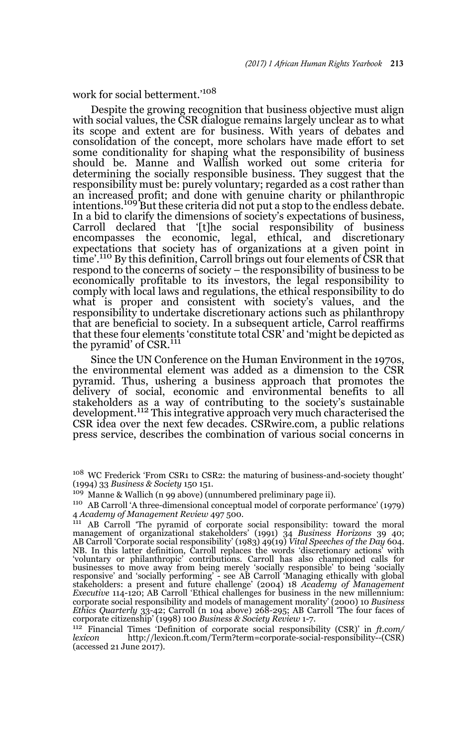work for social betterment.'[108]

Despite the growing recognition that business objective must align with social values, the CSR dialogue remains largely unclear as to what its scope and extent are for business. With years of debates and consolidation of the concept, more scholars have made effort to set some conditionality for shaping what the responsibility of business should be. Manne and Wallish worked out some criteria for determining the socially responsible business. They suggest that the responsibility must be: purely voluntary; regarded as a cost rather than an increased profit; and done with genuine charity or philanthropic intentions.[109] But these criteria did not put a stop to the endless debate. In a bid to clarify the dimensions of society's expectations of business, Carroll declared that '[t]he social responsibility of business encompasses the economic, legal, ethical, and discretionary expectations that society has of organizations at a given point in time'.[110] By this definition, Carroll brings out four elements of CSR that respond to the concerns of society – the responsibility of business to be economically profitable to its investors, the legal responsibility to comply with local laws and regulations, the ethical responsibility to do what is proper and consistent with society's values, and the responsibility to undertake discretionary actions such as philanthropy that are beneficial to society. In a subsequent article, Carrol reaffirms that these four elements 'constitute total CSR' and 'might be depicted as the pyramid' of CSR.[111]

Since the UN Conference on the Human Environment in the 1970s, the environmental element was added as a dimension to the CSR pyramid. Thus, ushering a business approach that promotes the delivery of social, economic and environmental benefits to all stakeholders as a way of contributing to the society's sustainable development.[112] This integrative approach very much characterised the CSR idea over the next few decades. CSRwire.com, a public relations press service, describes the combination of various social concerns in

---

[108] WC Frederick 'From CSR1 to CSR2: the maturing of business-and-society thought' (1994) 33 *Business & Society* 150 151.

[109] Manne & Wallich (n 99 above) (unnumbered preliminary page ii).

[110] AB Carroll 'A three-dimensional conceptual model of corporate performance' (1979) 4 *Academy of Management Review* 497 500.

[111] AB Carroll 'The pyramid of corporate social responsibility: toward the moral management of organizational stakeholders' (1991) 34 *Business Horizons* 39 40; AB Carroll 'Corporate social responsibility' (1983) 49(19) *Vital Speeches of the Day* 604. NB. In this latter definition, Carroll replaces the words 'discretionary actions' with 'voluntary or philanthropic' contributions. Carroll has also championed calls for businesses to move away from being merely 'socially responsible' to being 'socially responsive' and 'socially performing' - see AB Carroll 'Managing ethically with global stakeholders: a present and future challenge' (2004) 18 *Academy of Management Executive* 114-120; AB Carroll 'Ethical challenges for business in the new millennium: corporate social responsibility and models of management morality' (2000) 10 *Business Ethics Quarterly* 33-42; Carroll (n 104 above) 268-295; AB Carroll 'The four faces of corporate citizenship' (1998) 100 *Business & Society Review* 1-7.

[112] Financial Times 'Definition of corporate social responsibility (CSR)' in *ft.com/lexicon* http://lexicon.ft.com/Term?term=corporate-social-responsibility--(CSR) (accessed 21 June 2017).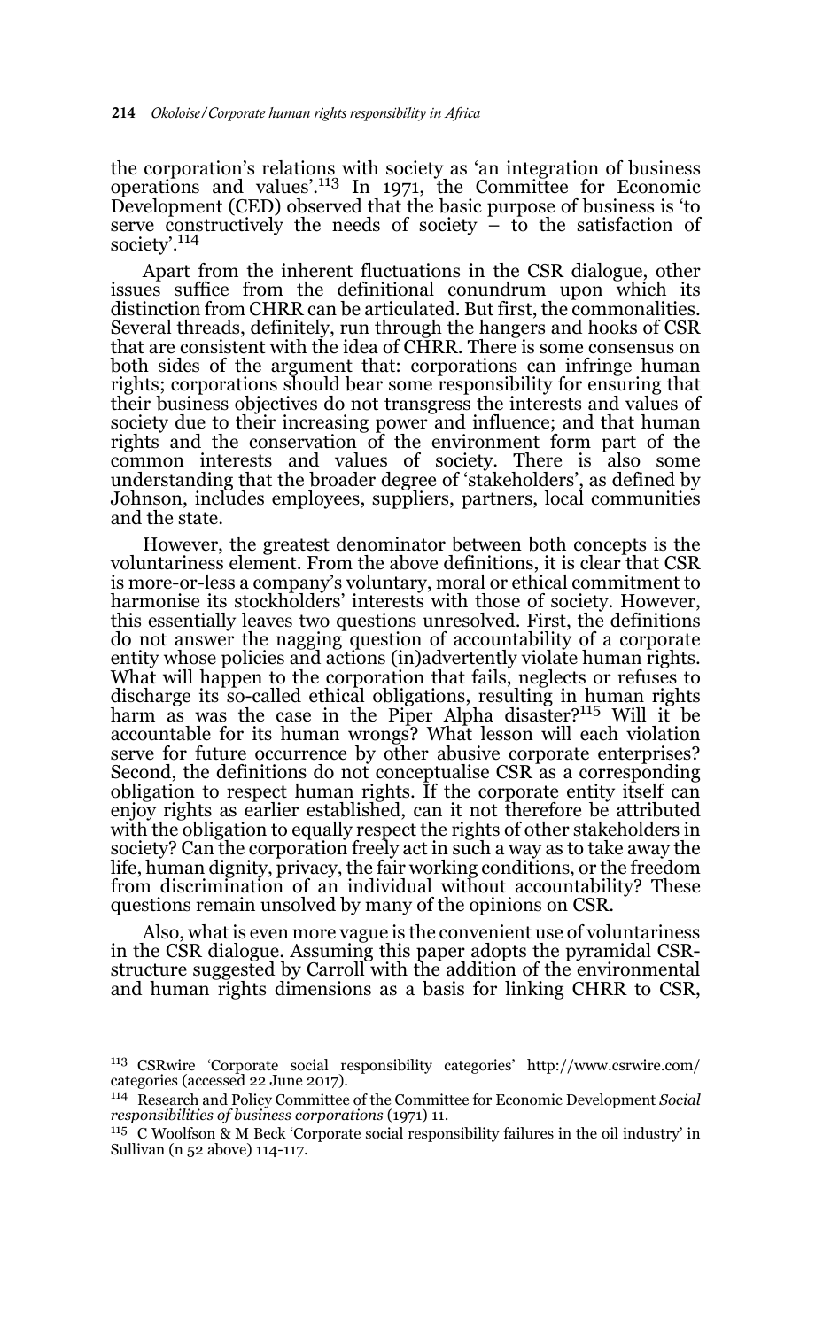the corporation's relations with society as 'an integration of business operations and values'.[113] In 1971, the Committee for Economic Development (CED) observed that the basic purpose of business is 'to serve constructively the needs of society – to the satisfaction of society'.[114]

Apart from the inherent fluctuations in the CSR dialogue, other issues suffice from the definitional conundrum upon which its distinction from CHRR can be articulated. But first, the commonalities. Several threads, definitely, run through the hangers and hooks of CSR that are consistent with the idea of CHRR. There is some consensus on both sides of the argument that: corporations can infringe human rights; corporations should bear some responsibility for ensuring that their business objectives do not transgress the interests and values of society due to their increasing power and influence; and that human rights and the conservation of the environment form part of the common interests and values of society. There is also some understanding that the broader degree of 'stakeholders', as defined by Johnson, includes employees, suppliers, partners, local communities and the state.

However, the greatest denominator between both concepts is the voluntariness element. From the above definitions, it is clear that CSR is more-or-less a company's voluntary, moral or ethical commitment to harmonise its stockholders' interests with those of society. However, this essentially leaves two questions unresolved. First, the definitions do not answer the nagging question of accountability of a corporate entity whose policies and actions (in)advertently violate human rights. What will happen to the corporation that fails, neglects or refuses to discharge its so-called ethical obligations, resulting in human rights harm as was the case in the Piper Alpha disaster?[115] Will it be accountable for its human wrongs? What lesson will each violation serve for future occurrence by other abusive corporate enterprises? Second, the definitions do not conceptualise CSR as a corresponding obligation to respect human rights. If the corporate entity itself can enjoy rights as earlier established, can it not therefore be attributed with the obligation to equally respect the rights of other stakeholders in society? Can the corporation freely act in such a way as to take away the life, human dignity, privacy, the fair working conditions, or the freedom from discrimination of an individual without accountability? These questions remain unsolved by many of the opinions on CSR.

Also, what is even more vague is the convenient use of voluntariness in the CSR dialogue. Assuming this paper adopts the pyramidal CSR-structure suggested by Carroll with the addition of the environmental and human rights dimensions as a basis for linking CHRR to CSR,

---

[113] CSRwire 'Corporate social responsibility categories' http://www.csrwire.com/categories (accessed 22 June 2017).

[114] Research and Policy Committee of the Committee for Economic Development *Social responsibilities of business corporations* (1971) 11.

[115] C Woolfson & M Beck 'Corporate social responsibility failures in the oil industry' in Sullivan (n 52 above) 114-117.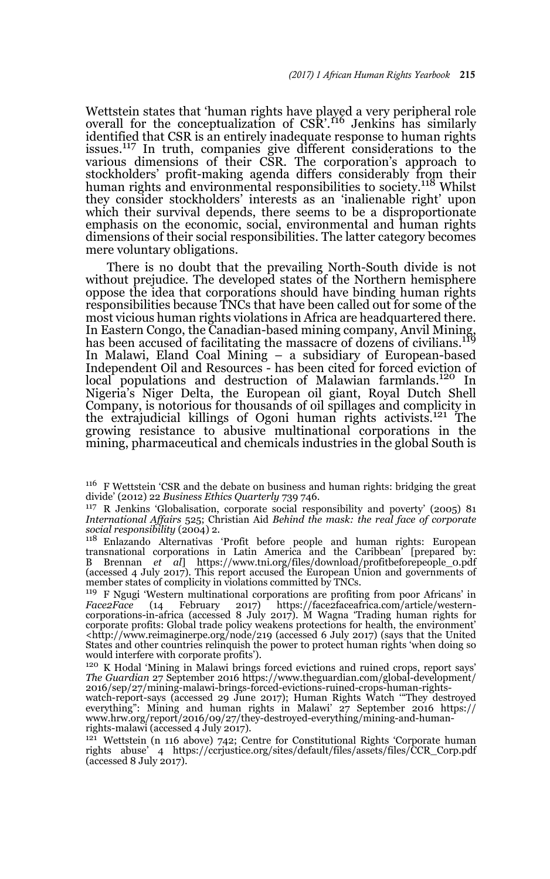Wettstein states that 'human rights have played a very peripheral role overall for the conceptualization of CSR'.[116] Jenkins has similarly identified that CSR is an entirely inadequate response to human rights issues.[117] In truth, companies give different considerations to the various dimensions of their CSR. The corporation's approach to stockholders' profit-making agenda differs considerably from their human rights and environmental responsibilities to society.[118] Whilst they consider stockholders' interests as an 'inalienable right' upon which their survival depends, there seems to be a disproportionate emphasis on the economic, social, environmental and human rights dimensions of their social responsibilities. The latter category becomes mere voluntary obligations.

There is no doubt that the prevailing North-South divide is not without prejudice. The developed states of the Northern hemisphere oppose the idea that corporations should have binding human rights responsibilities because TNCs that have been called out for some of the most vicious human rights violations in Africa are headquartered there. In Eastern Congo, the Canadian-based mining company, Anvil Mining, has been accused of facilitating the massacre of dozens of civilians.[119] In Malawi, Eland Coal Mining – a subsidiary of European-based Independent Oil and Resources - has been cited for forced eviction of local populations and destruction of Malawian farmlands.[120] In Nigeria's Niger Delta, the European oil giant, Royal Dutch Shell Company, is notorious for thousands of oil spillages and complicity in the extrajudicial killings of Ogoni human rights activists.[121] The growing resistance to abusive multinational corporations in the mining, pharmaceutical and chemicals industries in the global South is

---

[116] F Wettstein 'CSR and the debate on business and human rights: bridging the great divide' (2012) 22 *Business Ethics Quarterly* 739 746.

[117] R Jenkins 'Globalisation, corporate social responsibility and poverty' (2005) 81 *International Affairs* 525; Christian Aid *Behind the mask: the real face of corporate social responsibility* (2004) 2.

[118] Enlazando Alternativas 'Profit before people and human rights: European transnational corporations in Latin America and the Caribbean' [prepared by: B Brennan *et al*] https://www.tni.org/files/download/profitbeforepeople_0.pdf (accessed 4 July 2017). This report accused the European Union and governments of member states of complicity in violations committed by TNCs.

[119] F Ngugi 'Western multinational corporations are profiting from poor Africans' in *Face2Face* (14 February 2017) https://face2faceafrica.com/article/western-corporations-in-africa (accessed 8 July 2017). M Wagna 'Trading human rights for corporate profits: Global trade policy weakens protections for health, the environment' <http://www.reimaginerpe.org/node/219 (accessed 6 July 2017) (says that the United States and other countries relinquish the power to protect human rights 'when doing so would interfere with corporate profits').

[120] K Hodal 'Mining in Malawi brings forced evictions and ruined crops, report says' *The Guardian* 27 September 2016 https://www.theguardian.com/global-development/2016/sep/27/mining-malawi-brings-forced-evictions-ruined-crops-human-rights-watch-report-says (accessed 29 June 2017); Human Rights Watch '"They destroyed everything": Mining and human rights in Malawi' 27 September 2016 https://www.hrw.org/report/2016/09/27/they-destroyed-everything/mining-and-human-rights-malawi (accessed 4 July 2017).

[121] Wettstein (n 116 above) 742; Centre for Constitutional Rights 'Corporate human rights abuse' 4 https://ccrjustice.org/sites/default/files/assets/files/CCR_Corp.pdf (accessed 8 July 2017).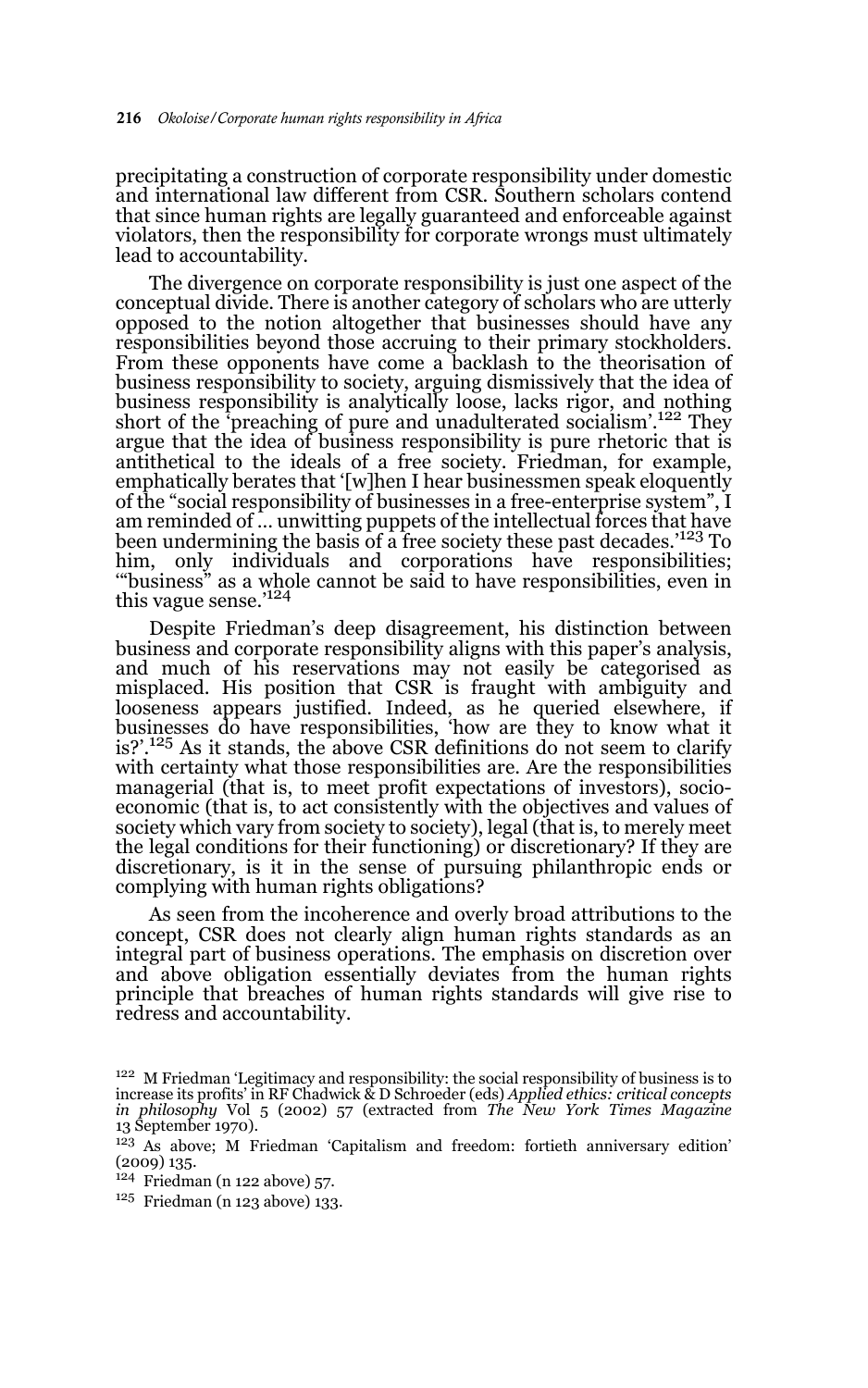precipitating a construction of corporate responsibility under domestic and international law different from CSR. Southern scholars contend that since human rights are legally guaranteed and enforceable against violators, then the responsibility for corporate wrongs must ultimately lead to accountability.

The divergence on corporate responsibility is just one aspect of the conceptual divide. There is another category of scholars who are utterly opposed to the notion altogether that businesses should have any responsibilities beyond those accruing to their primary stockholders. From these opponents have come a backlash to the theorisation of business responsibility to society, arguing dismissively that the idea of business responsibility is analytically loose, lacks rigor, and nothing short of the 'preaching of pure and unadulterated socialism'.[122] They argue that the idea of business responsibility is pure rhetoric that is antithetical to the ideals of a free society. Friedman, for example, emphatically berates that '[w]hen I hear businessmen speak eloquently of the "social responsibility of businesses in a free-enterprise system", I am reminded of … unwitting puppets of the intellectual forces that have been undermining the basis of a free society these past decades.'[123] To him, only individuals and corporations have responsibilities; '"business" as a whole cannot be said to have responsibilities, even in this vague sense.'[124]

Despite Friedman's deep disagreement, his distinction between business and corporate responsibility aligns with this paper's analysis, and much of his reservations may not easily be categorised as misplaced. His position that CSR is fraught with ambiguity and looseness appears justified. Indeed, as he queried elsewhere, if businesses do have responsibilities, 'how are they to know what it is?'.[125] As it stands, the above CSR definitions do not seem to clarify with certainty what those responsibilities are. Are the responsibilities managerial (that is, to meet profit expectations of investors), socio-economic (that is, to act consistently with the objectives and values of society which vary from society to society), legal (that is, to merely meet the legal conditions for their functioning) or discretionary? If they are discretionary, is it in the sense of pursuing philanthropic ends or complying with human rights obligations?

As seen from the incoherence and overly broad attributions to the concept, CSR does not clearly align human rights standards as an integral part of business operations. The emphasis on discretion over and above obligation essentially deviates from the human rights principle that breaches of human rights standards will give rise to redress and accountability.

---

[122] M Friedman 'Legitimacy and responsibility: the social responsibility of business is to increase its profits' in RF Chadwick & D Schroeder (eds) *Applied ethics: critical concepts in philosophy* Vol 5 (2002) 57 (extracted from *The New York Times Magazine* 13 September 1970).

[123] As above; M Friedman 'Capitalism and freedom: fortieth anniversary edition' (2009) 135.

[124] Friedman (n 122 above) 57.

[125] Friedman (n 123 above) 133.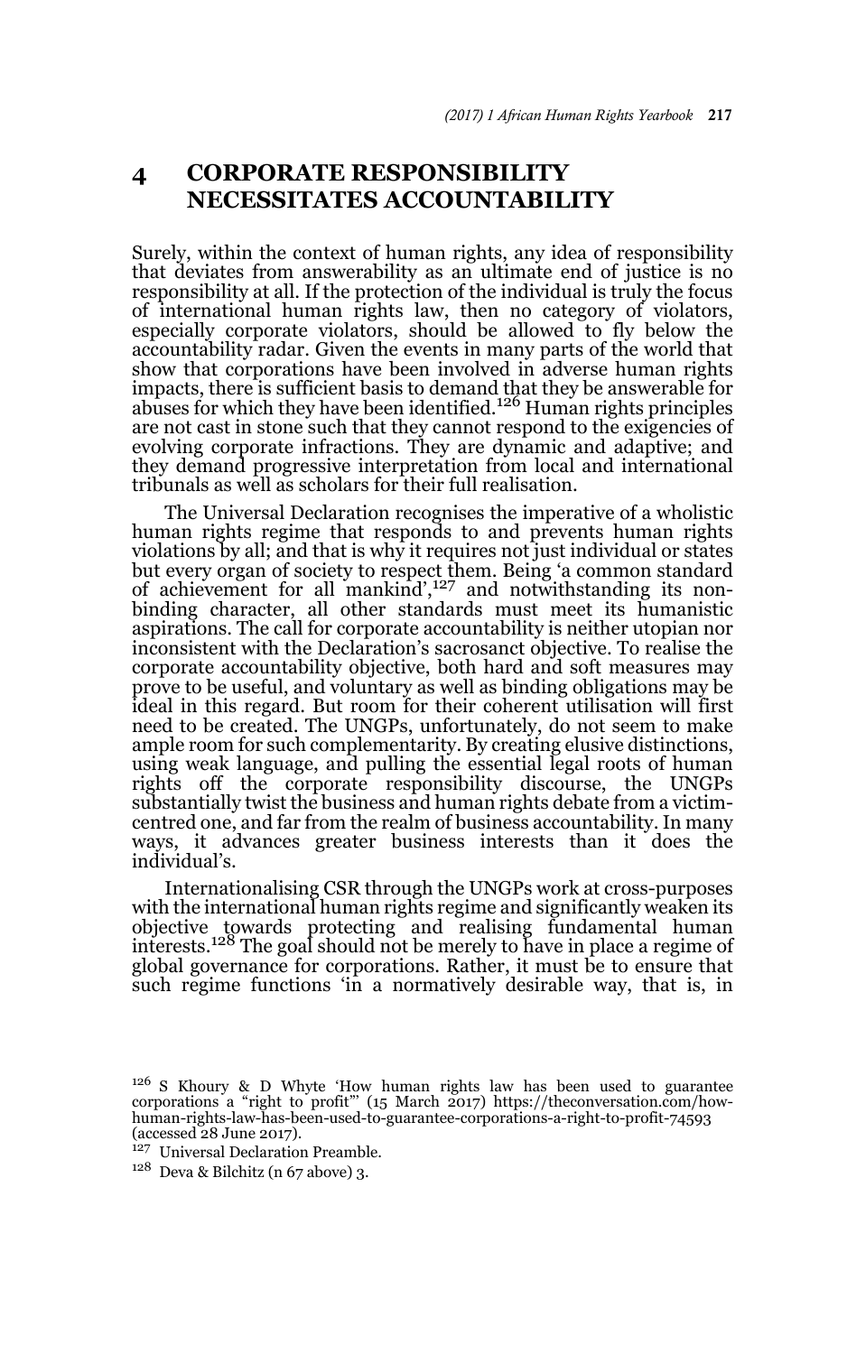## 4 CORPORATE RESPONSIBILITY NECESSITATES ACCOUNTABILITY

Surely, within the context of human rights, any idea of responsibility that deviates from answerability as an ultimate end of justice is no responsibility at all. If the protection of the individual is truly the focus of international human rights law, then no category of violators, especially corporate violators, should be allowed to fly below the accountability radar. Given the events in many parts of the world that show that corporations have been involved in adverse human rights impacts, there is sufficient basis to demand that they be answerable for abuses for which they have been identified.[126] Human rights principles are not cast in stone such that they cannot respond to the exigencies of evolving corporate infractions. They are dynamic and adaptive; and they demand progressive interpretation from local and international tribunals as well as scholars for their full realisation.

The Universal Declaration recognises the imperative of a wholistic human rights regime that responds to and prevents human rights violations by all; and that is why it requires not just individual or states but every organ of society to respect them. Being 'a common standard of achievement for all mankind',[127] and notwithstanding its non-binding character, all other standards must meet its humanistic aspirations. The call for corporate accountability is neither utopian nor inconsistent with the Declaration's sacrosanct objective. To realise the corporate accountability objective, both hard and soft measures may prove to be useful, and voluntary as well as binding obligations may be ideal in this regard. But room for their coherent utilisation will first need to be created. The UNGPs, unfortunately, do not seem to make ample room for such complementarity. By creating elusive distinctions, using weak language, and pulling the essential legal roots of human rights off the corporate responsibility discourse, the UNGPs substantially twist the business and human rights debate from a victim-centred one, and far from the realm of business accountability. In many ways, it advances greater business interests than it does the individual's.

Internationalising CSR through the UNGPs work at cross-purposes with the international human rights regime and significantly weaken its objective towards protecting and realising fundamental human interests.[128] The goal should not be merely to have in place a regime of global governance for corporations. Rather, it must be to ensure that such regime functions 'in a normatively desirable way, that is, in

---

[126] S Khoury & D Whyte 'How human rights law has been used to guarantee corporations a "right to profit"' (15 March 2017) https://theconversation.com/how-human-rights-law-has-been-used-to-guarantee-corporations-a-right-to-profit-74593 (accessed 28 June 2017).

[127] Universal Declaration Preamble.

[128] Deva & Bilchitz (n 67 above) 3.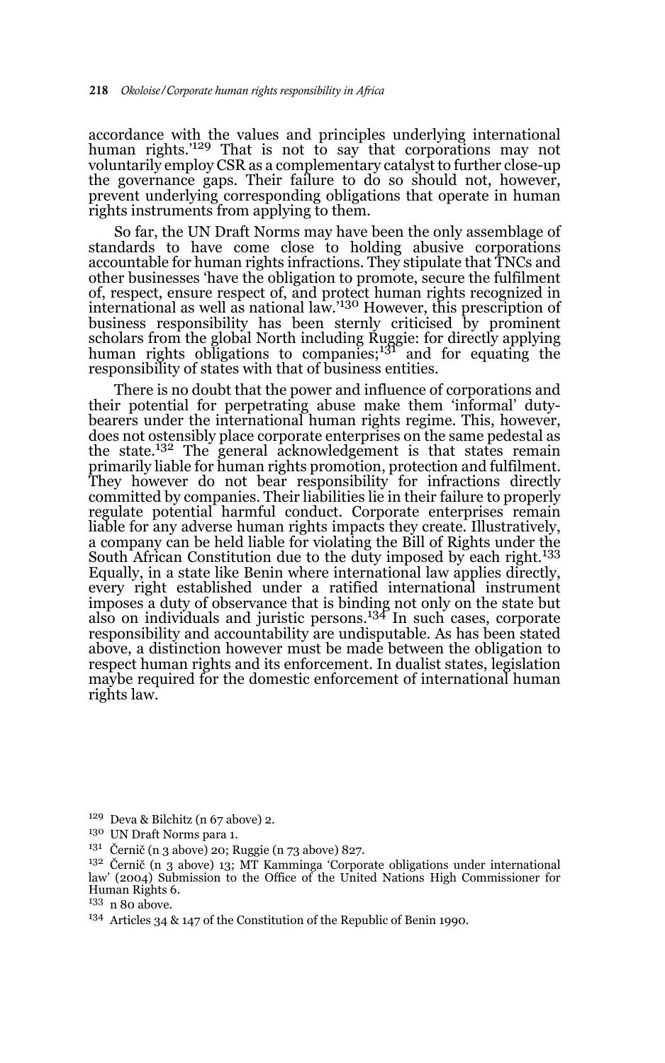accordance with the values and principles underlying international human rights.'[129] That is not to say that corporations may not voluntarily employ CSR as a complementary catalyst to further close-up the governance gaps. Their failure to do so should not, however, prevent underlying corresponding obligations that operate in human rights instruments from applying to them.

So far, the UN Draft Norms may have been the only assemblage of standards to have come close to holding abusive corporations accountable for human rights infractions. They stipulate that TNCs and other businesses 'have the obligation to promote, secure the fulfilment of, respect, ensure respect of, and protect human rights recognized in international as well as national law.'[130] However, this prescription of business responsibility has been sternly criticised by prominent scholars from the global North including Ruggie: for directly applying human rights obligations to companies;[131] and for equating the responsibility of states with that of business entities.

There is no doubt that the power and influence of corporations and their potential for perpetrating abuse make them 'informal' duty-bearers under the international human rights regime. This, however, does not ostensibly place corporate enterprises on the same pedestal as the state.[132] The general acknowledgement is that states remain primarily liable for human rights promotion, protection and fulfilment. They however do not bear responsibility for infractions directly committed by companies. Their liabilities lie in their failure to properly regulate potential harmful conduct. Corporate enterprises remain liable for any adverse human rights impacts they create. Illustratively, a company can be held liable for violating the Bill of Rights under the South African Constitution due to the duty imposed by each right.[133] Equally, in a state like Benin where international law applies directly, every right established under a ratified international instrument imposes a duty of observance that is binding not only on the state but also on individuals and juristic persons.[134] In such cases, corporate responsibility and accountability are undisputable. As has been stated above, a distinction however must be made between the obligation to respect human rights and its enforcement. In dualist states, legislation maybe required for the domestic enforcement of international human rights law.

---

[129] Deva & Bilchitz (n 67 above) 2.

[130] UN Draft Norms para 1.

[131] Černič (n 3 above) 20; Ruggie (n 73 above) 827.

[132] Černič (n 3 above) 13; MT Kamminga 'Corporate obligations under international law' (2004) Submission to the Office of the United Nations High Commissioner for Human Rights 6.

[133] n 80 above.

[134] Articles 34 & 147 of the Constitution of the Republic of Benin 1990.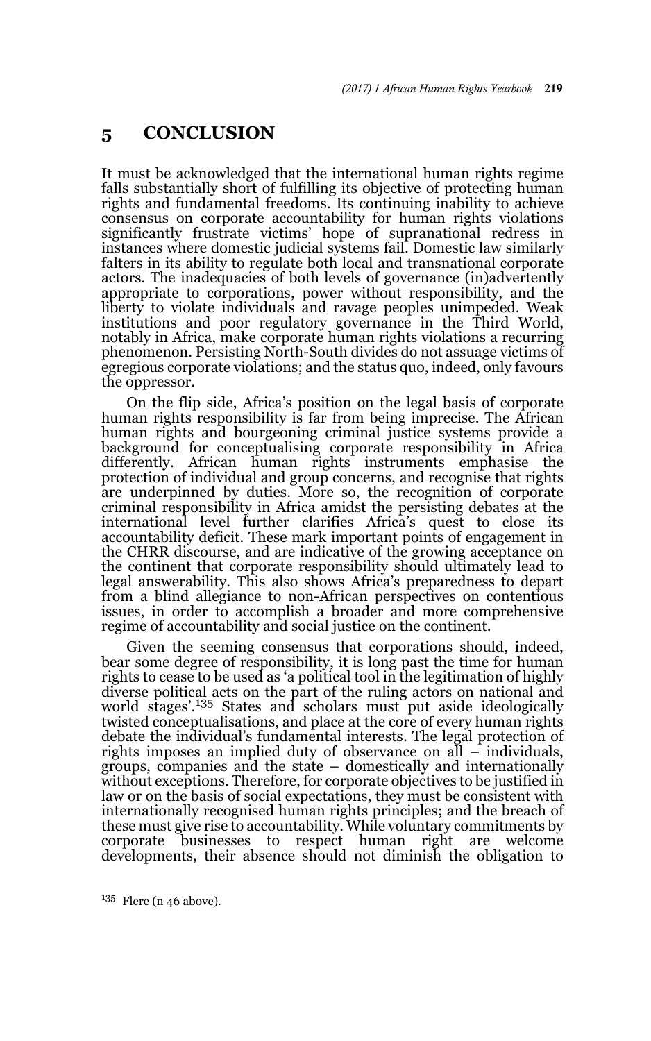# 5 CONCLUSION

It must be acknowledged that the international human rights regime falls substantially short of fulfilling its objective of protecting human rights and fundamental freedoms. Its continuing inability to achieve consensus on corporate accountability for human rights violations significantly frustrate victims' hope of supranational redress in instances where domestic judicial systems fail. Domestic law similarly falters in its ability to regulate both local and transnational corporate actors. The inadequacies of both levels of governance (in)advertently appropriate to corporations, power without responsibility, and the liberty to violate individuals and ravage peoples unimpeded. Weak institutions and poor regulatory governance in the Third World, notably in Africa, make corporate human rights violations a recurring phenomenon. Persisting North-South divides do not assuage victims of egregious corporate violations; and the status quo, indeed, only favours the oppressor.

On the flip side, Africa's position on the legal basis of corporate human rights responsibility is far from being imprecise. The African human rights and bourgeoning criminal justice systems provide a background for conceptualising corporate responsibility in Africa differently. African human rights instruments emphasise the protection of individual and group concerns, and recognise that rights are underpinned by duties. More so, the recognition of corporate criminal responsibility in Africa amidst the persisting debates at the international level further clarifies Africa's quest to close its accountability deficit. These mark important points of engagement in the CHRR discourse, and are indicative of the growing acceptance on the continent that corporate responsibility should ultimately lead to legal answerability. This also shows Africa's preparedness to depart from a blind allegiance to non-African perspectives on contentious issues, in order to accomplish a broader and more comprehensive regime of accountability and social justice on the continent.

Given the seeming consensus that corporations should, indeed, bear some degree of responsibility, it is long past the time for human rights to cease to be used as 'a political tool in the legitimation of highly diverse political acts on the part of the ruling actors on national and world stages'.[135] States and scholars must put aside ideologically twisted conceptualisations, and place at the core of every human rights debate the individual's fundamental interests. The legal protection of rights imposes an implied duty of observance on all – individuals, groups, companies and the state – domestically and internationally without exceptions. Therefore, for corporate objectives to be justified in law or on the basis of social expectations, they must be consistent with internationally recognised human rights principles; and the breach of these must give rise to accountability. While voluntary commitments by corporate businesses to respect human right are welcome developments, their absence should not diminish the obligation to

[135] Flere (n 46 above).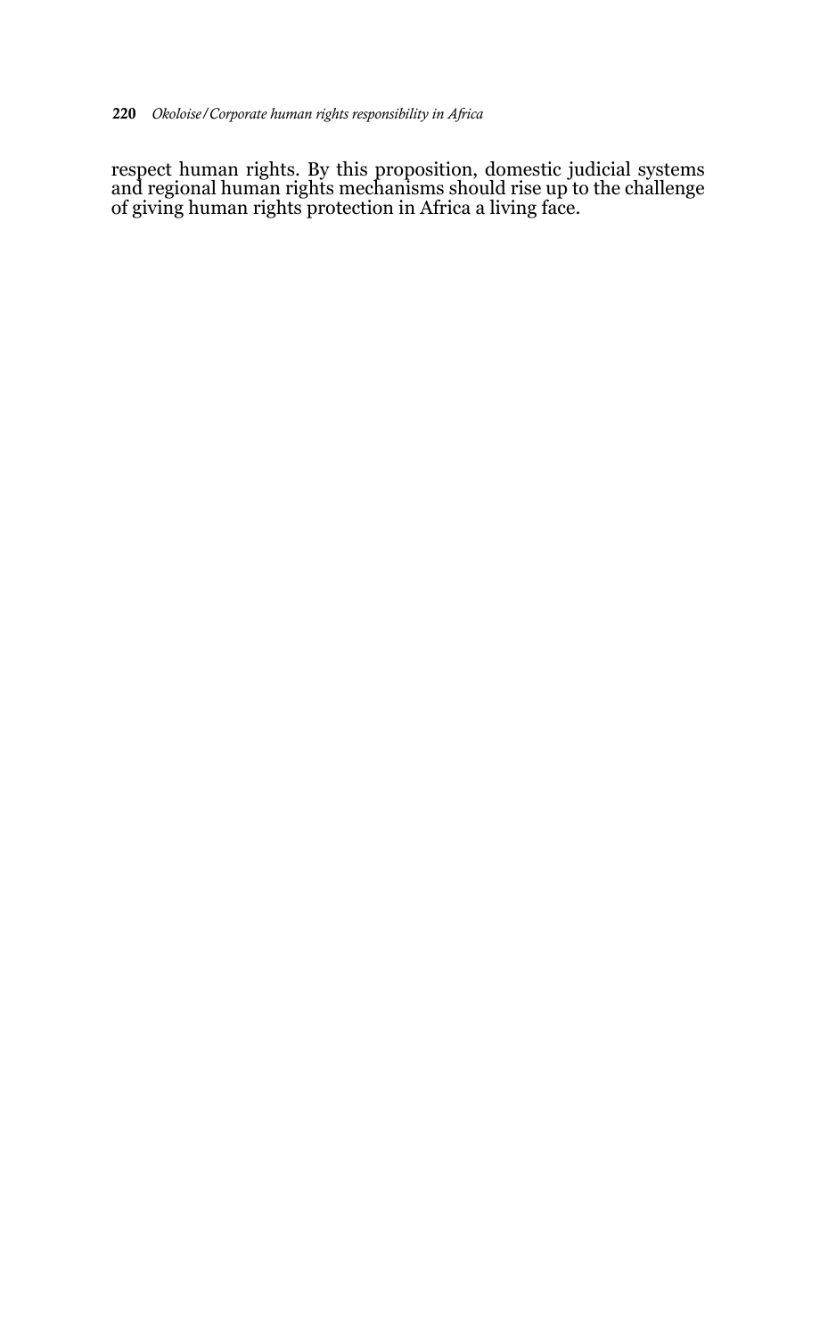respect human rights. By this proposition, domestic judicial systems and regional human rights mechanisms should rise up to the challenge of giving human rights protection in Africa a living face.